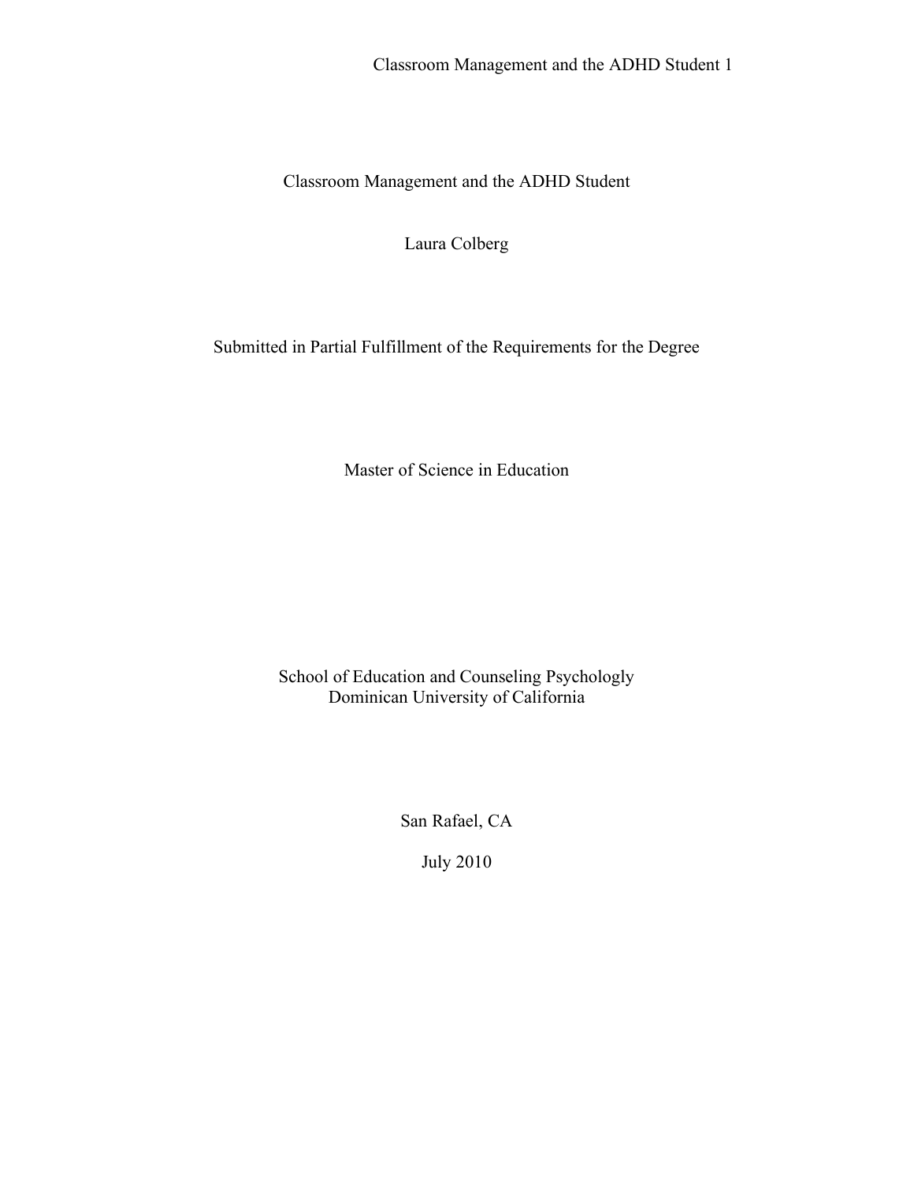# Classroom Management and the ADHD Student

Laura Colberg

Submitted in Partial Fulfillment of the Requirements for the Degree

Master of Science in Education

School of Education and Counseling Psychologly
Dominican University of California

San Rafael, CA

July 2010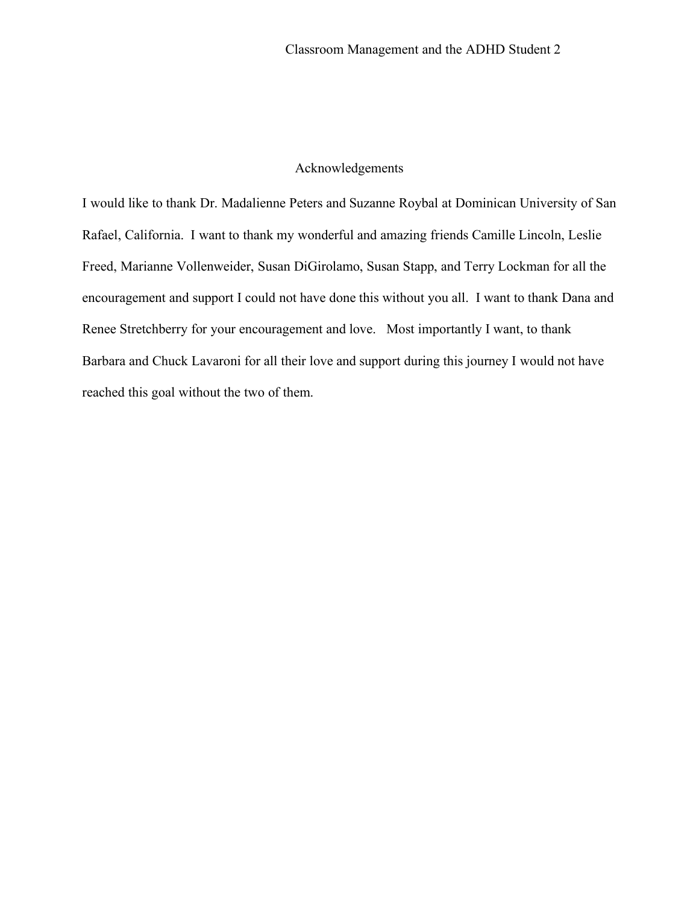# Acknowledgements

I would like to thank Dr. Madalienne Peters and Suzanne Roybal at Dominican University of San Rafael, California. I want to thank my wonderful and amazing friends Camille Lincoln, Leslie Freed, Marianne Vollenweider, Susan DiGirolamo, Susan Stapp, and Terry Lockman for all the encouragement and support I could not have done this without you all. I want to thank Dana and Renee Stretchberry for your encouragement and love. Most importantly I want, to thank Barbara and Chuck Lavaroni for all their love and support during this journey I would not have reached this goal without the two of them.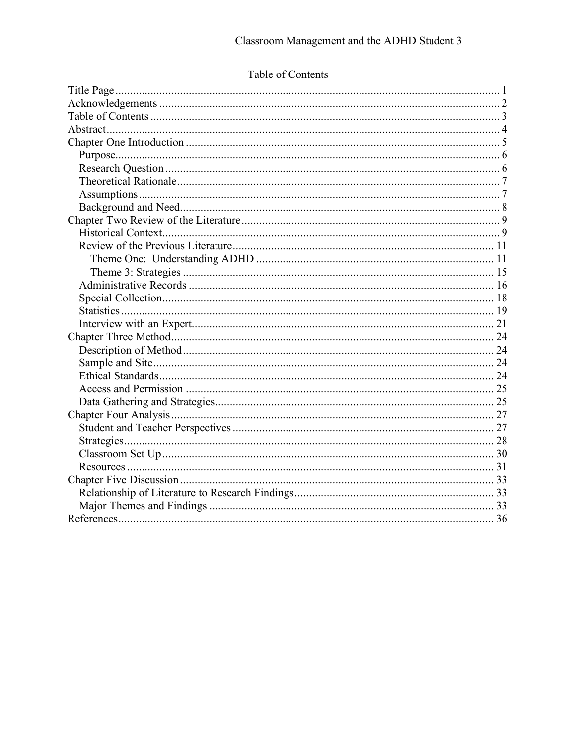# Table of Contents

- Title Page ..... 1
- Acknowledgements ..... 2
- Table of Contents ..... 3
- Abstract ..... 4
- Chapter One Introduction ..... 5
  - Purpose ..... 6
  - Research Question ..... 6
  - Theoretical Rationale ..... 7
  - Assumptions ..... 7
  - Background and Need ..... 8
- Chapter Two Review of the Literature ..... 9
  - Historical Context ..... 9
  - Review of the Previous Literature ..... 11
    - Theme One: Understanding ADHD ..... 11
    - Theme 3: Strategies ..... 15
  - Administrative Records ..... 16
  - Special Collection ..... 18
  - Statistics ..... 19
  - Interview with an Expert ..... 21
- Chapter Three Method ..... 24
  - Description of Method ..... 24
  - Sample and Site ..... 24
  - Ethical Standards ..... 24
  - Access and Permission ..... 25
  - Data Gathering and Strategies ..... 25
- Chapter Four Analysis ..... 27
  - Student and Teacher Perspectives ..... 27
  - Strategies ..... 28
  - Classroom Set Up ..... 30
  - Resources ..... 31
- Chapter Five Discussion ..... 33
  - Relationship of Literature to Research Findings ..... 33
  - Major Themes and Findings ..... 33
- References ..... 36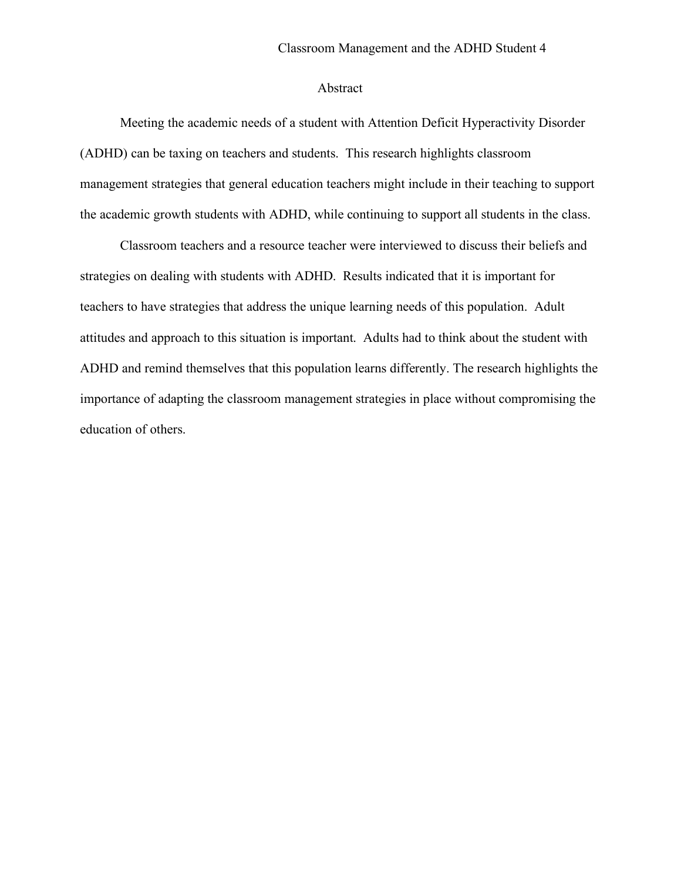# Abstract

Meeting the academic needs of a student with Attention Deficit Hyperactivity Disorder (ADHD) can be taxing on teachers and students. This research highlights classroom management strategies that general education teachers might include in their teaching to support the academic growth students with ADHD, while continuing to support all students in the class.

Classroom teachers and a resource teacher were interviewed to discuss their beliefs and strategies on dealing with students with ADHD. Results indicated that it is important for teachers to have strategies that address the unique learning needs of this population. Adult attitudes and approach to this situation is important. Adults had to think about the student with ADHD and remind themselves that this population learns differently. The research highlights the importance of adapting the classroom management strategies in place without compromising the education of others.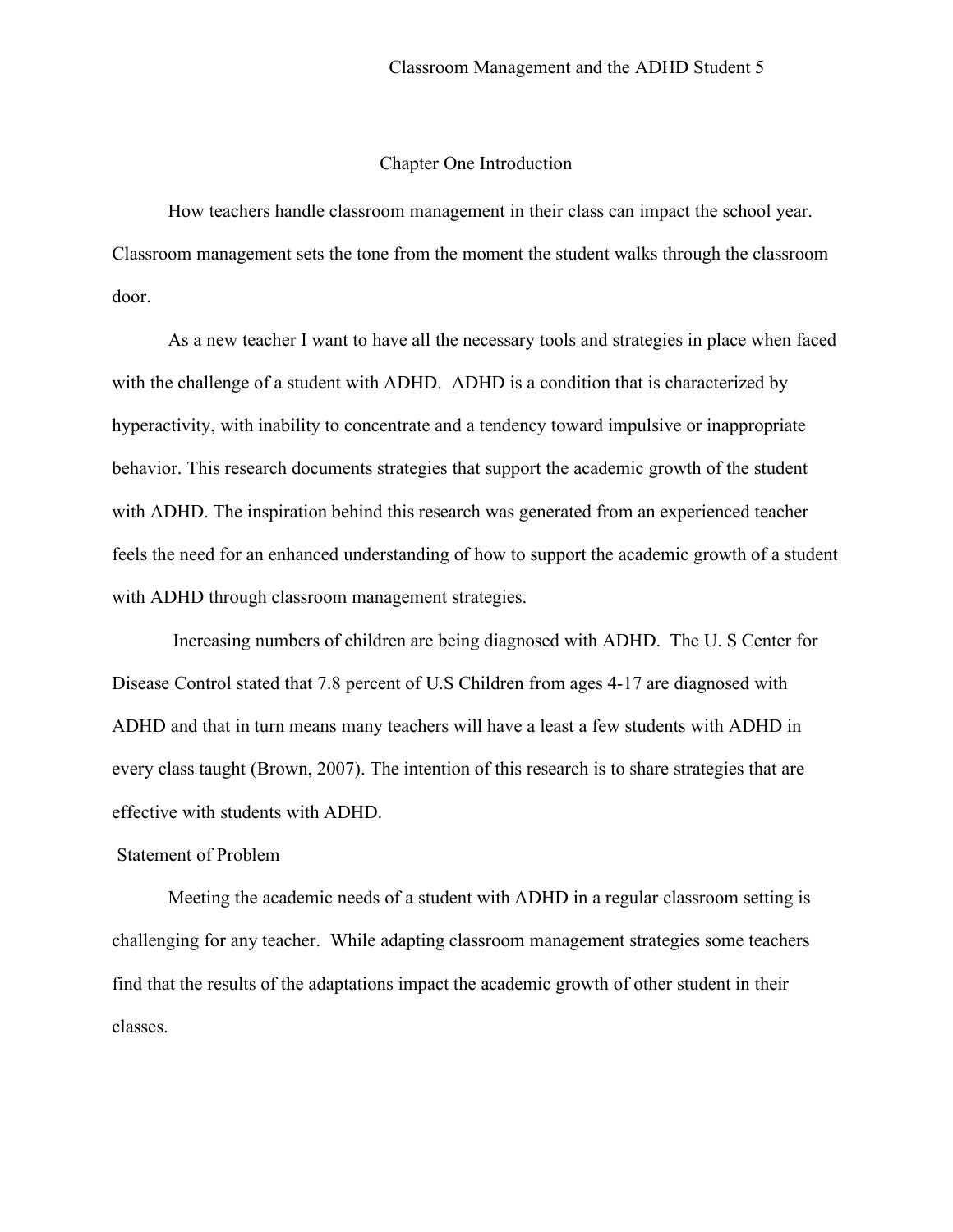# Chapter One Introduction

How teachers handle classroom management in their class can impact the school year. Classroom management sets the tone from the moment the student walks through the classroom door.

As a new teacher I want to have all the necessary tools and strategies in place when faced with the challenge of a student with ADHD. ADHD is a condition that is characterized by hyperactivity, with inability to concentrate and a tendency toward impulsive or inappropriate behavior. This research documents strategies that support the academic growth of the student with ADHD. The inspiration behind this research was generated from an experienced teacher feels the need for an enhanced understanding of how to support the academic growth of a student with ADHD through classroom management strategies.

Increasing numbers of children are being diagnosed with ADHD. The U. S Center for Disease Control stated that 7.8 percent of U.S Children from ages 4-17 are diagnosed with ADHD and that in turn means many teachers will have a least a few students with ADHD in every class taught (Brown, 2007). The intention of this research is to share strategies that are effective with students with ADHD.

## Statement of Problem

Meeting the academic needs of a student with ADHD in a regular classroom setting is challenging for any teacher. While adapting classroom management strategies some teachers find that the results of the adaptations impact the academic growth of other student in their classes.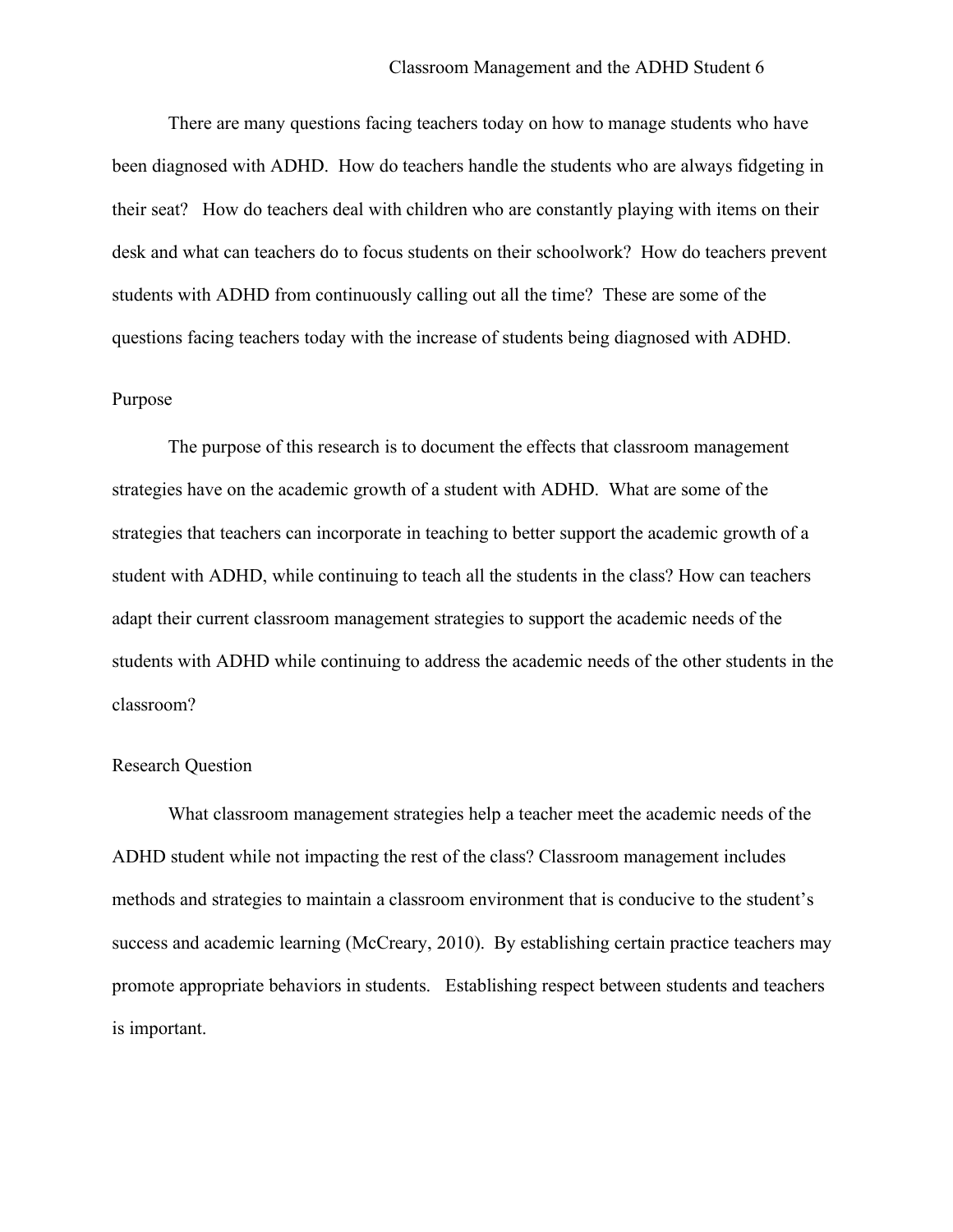There are many questions facing teachers today on how to manage students who have been diagnosed with ADHD. How do teachers handle the students who are always fidgeting in their seat? How do teachers deal with children who are constantly playing with items on their desk and what can teachers do to focus students on their schoolwork? How do teachers prevent students with ADHD from continuously calling out all the time? These are some of the questions facing teachers today with the increase of students being diagnosed with ADHD.

## Purpose

The purpose of this research is to document the effects that classroom management strategies have on the academic growth of a student with ADHD. What are some of the strategies that teachers can incorporate in teaching to better support the academic growth of a student with ADHD, while continuing to teach all the students in the class? How can teachers adapt their current classroom management strategies to support the academic needs of the students with ADHD while continuing to address the academic needs of the other students in the classroom?

## Research Question

What classroom management strategies help a teacher meet the academic needs of the ADHD student while not impacting the rest of the class? Classroom management includes methods and strategies to maintain a classroom environment that is conducive to the student's success and academic learning (McCreary, 2010). By establishing certain practice teachers may promote appropriate behaviors in students. Establishing respect between students and teachers is important.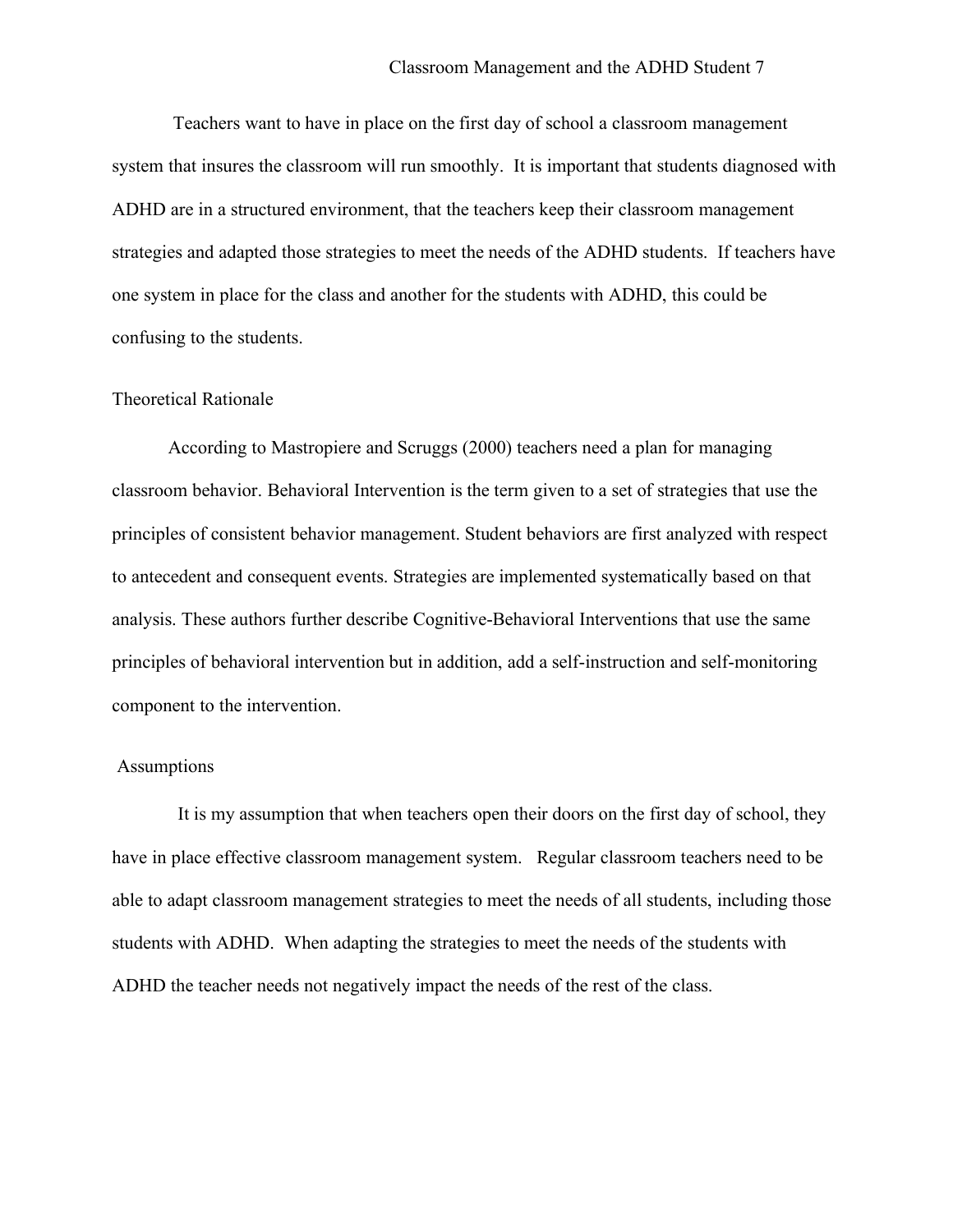Teachers want to have in place on the first day of school a classroom management system that insures the classroom will run smoothly. It is important that students diagnosed with ADHD are in a structured environment, that the teachers keep their classroom management strategies and adapted those strategies to meet the needs of the ADHD students. If teachers have one system in place for the class and another for the students with ADHD, this could be confusing to the students.

## Theoretical Rationale

According to Mastropiere and Scruggs (2000) teachers need a plan for managing classroom behavior. Behavioral Intervention is the term given to a set of strategies that use the principles of consistent behavior management. Student behaviors are first analyzed with respect to antecedent and consequent events. Strategies are implemented systematically based on that analysis. These authors further describe Cognitive-Behavioral Interventions that use the same principles of behavioral intervention but in addition, add a self-instruction and self-monitoring component to the intervention.

## Assumptions

It is my assumption that when teachers open their doors on the first day of school, they have in place effective classroom management system. Regular classroom teachers need to be able to adapt classroom management strategies to meet the needs of all students, including those students with ADHD. When adapting the strategies to meet the needs of the students with ADHD the teacher needs not negatively impact the needs of the rest of the class.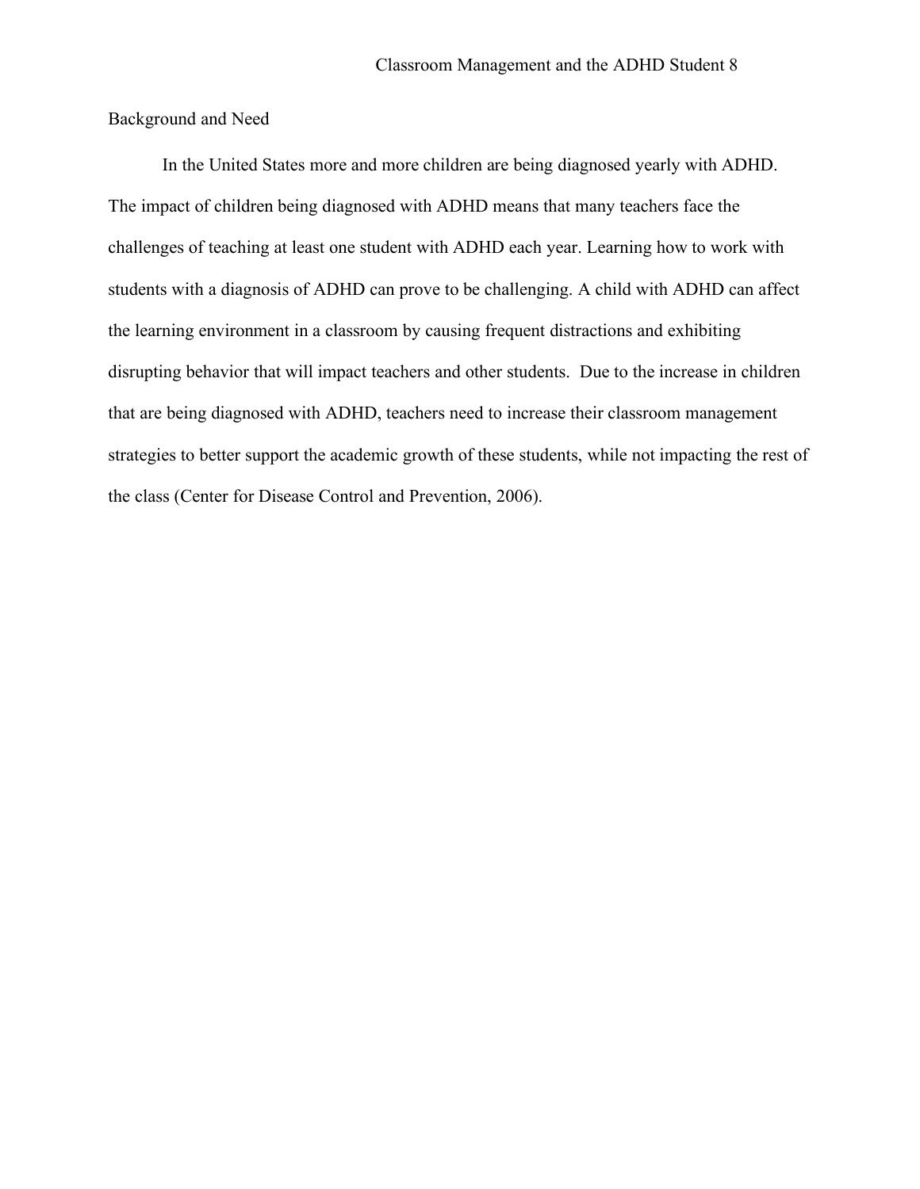## Background and Need

In the United States more and more children are being diagnosed yearly with ADHD. The impact of children being diagnosed with ADHD means that many teachers face the challenges of teaching at least one student with ADHD each year. Learning how to work with students with a diagnosis of ADHD can prove to be challenging. A child with ADHD can affect the learning environment in a classroom by causing frequent distractions and exhibiting disrupting behavior that will impact teachers and other students.  Due to the increase in children that are being diagnosed with ADHD, teachers need to increase their classroom management strategies to better support the academic growth of these students, while not impacting the rest of the class (Center for Disease Control and Prevention, 2006).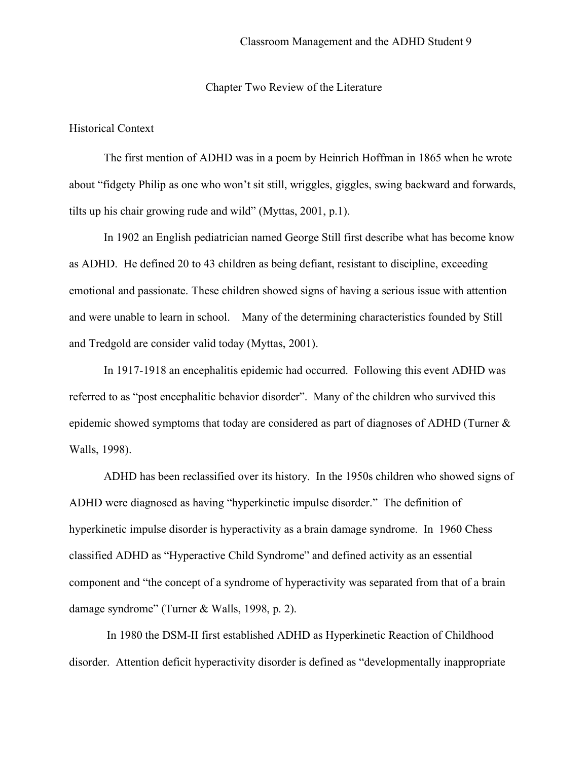# Chapter Two Review of the Literature

## Historical Context

The first mention of ADHD was in a poem by Heinrich Hoffman in 1865 when he wrote about "fidgety Philip as one who won't sit still, wriggles, giggles, swing backward and forwards, tilts up his chair growing rude and wild" (Myttas, 2001, p.1).

In 1902 an English pediatrician named George Still first describe what has become know as ADHD. He defined 20 to 43 children as being defiant, resistant to discipline, exceeding emotional and passionate. These children showed signs of having a serious issue with attention and were unable to learn in school. Many of the determining characteristics founded by Still and Tredgold are consider valid today (Myttas, 2001).

In 1917-1918 an encephalitis epidemic had occurred. Following this event ADHD was referred to as "post encephalitic behavior disorder". Many of the children who survived this epidemic showed symptoms that today are considered as part of diagnoses of ADHD (Turner & Walls, 1998).

ADHD has been reclassified over its history. In the 1950s children who showed signs of ADHD were diagnosed as having "hyperkinetic impulse disorder." The definition of hyperkinetic impulse disorder is hyperactivity as a brain damage syndrome. In 1960 Chess classified ADHD as "Hyperactive Child Syndrome" and defined activity as an essential component and "the concept of a syndrome of hyperactivity was separated from that of a brain damage syndrome" (Turner & Walls, 1998, p. 2).

In 1980 the DSM-II first established ADHD as Hyperkinetic Reaction of Childhood disorder. Attention deficit hyperactivity disorder is defined as "developmentally inappropriate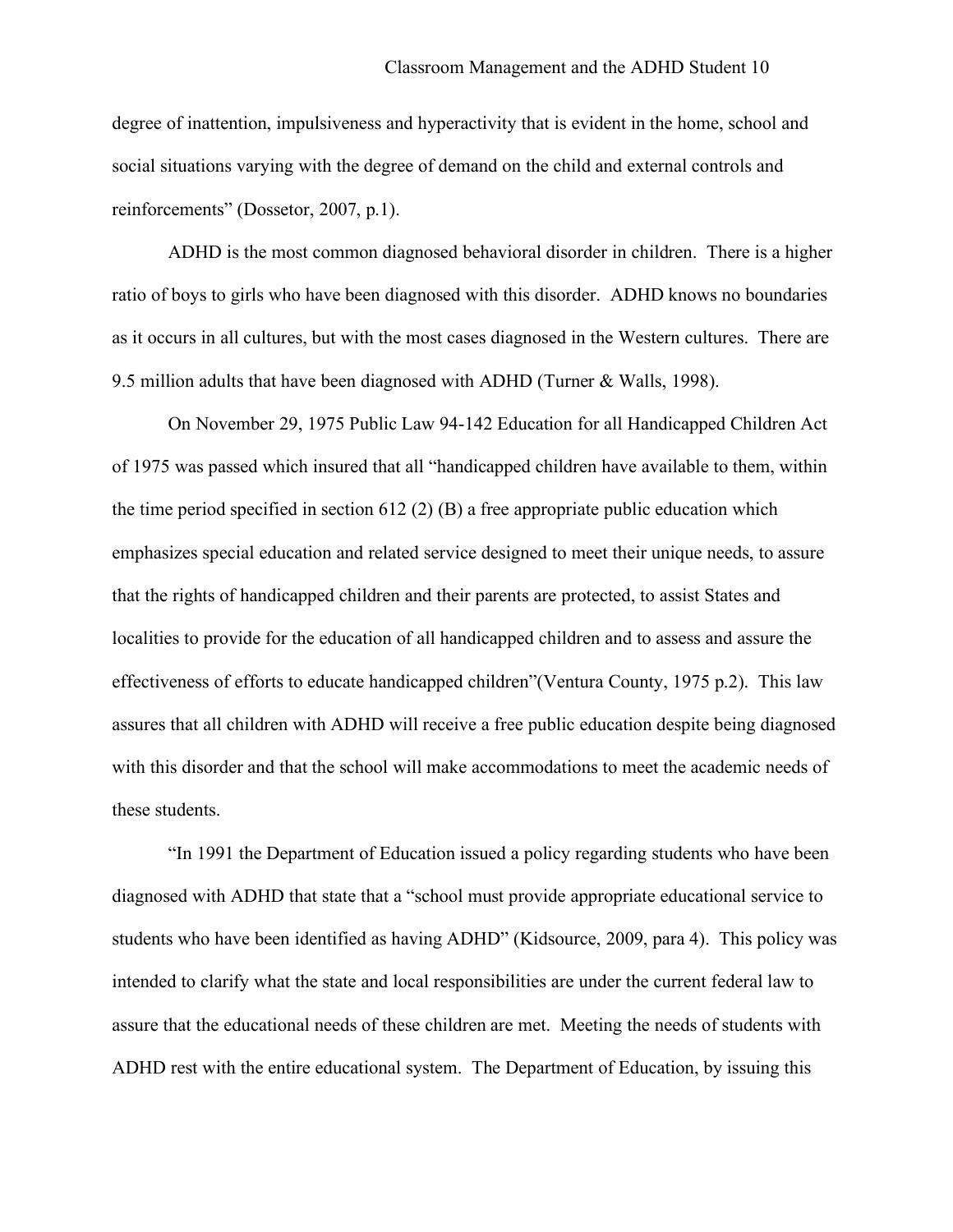degree of inattention, impulsiveness and hyperactivity that is evident in the home, school and social situations varying with the degree of demand on the child and external controls and reinforcements" (Dossetor, 2007, p.1).

ADHD is the most common diagnosed behavioral disorder in children. There is a higher ratio of boys to girls who have been diagnosed with this disorder. ADHD knows no boundaries as it occurs in all cultures, but with the most cases diagnosed in the Western cultures. There are 9.5 million adults that have been diagnosed with ADHD (Turner & Walls, 1998).

On November 29, 1975 Public Law 94-142 Education for all Handicapped Children Act of 1975 was passed which insured that all "handicapped children have available to them, within the time period specified in section 612 (2) (B) a free appropriate public education which emphasizes special education and related service designed to meet their unique needs, to assure that the rights of handicapped children and their parents are protected, to assist States and localities to provide for the education of all handicapped children and to assess and assure the effectiveness of efforts to educate handicapped children"(Ventura County, 1975 p.2). This law assures that all children with ADHD will receive a free public education despite being diagnosed with this disorder and that the school will make accommodations to meet the academic needs of these students.

"In 1991 the Department of Education issued a policy regarding students who have been diagnosed with ADHD that state that a "school must provide appropriate educational service to students who have been identified as having ADHD" (Kidsource, 2009, para 4). This policy was intended to clarify what the state and local responsibilities are under the current federal law to assure that the educational needs of these children are met. Meeting the needs of students with ADHD rest with the entire educational system. The Department of Education, by issuing this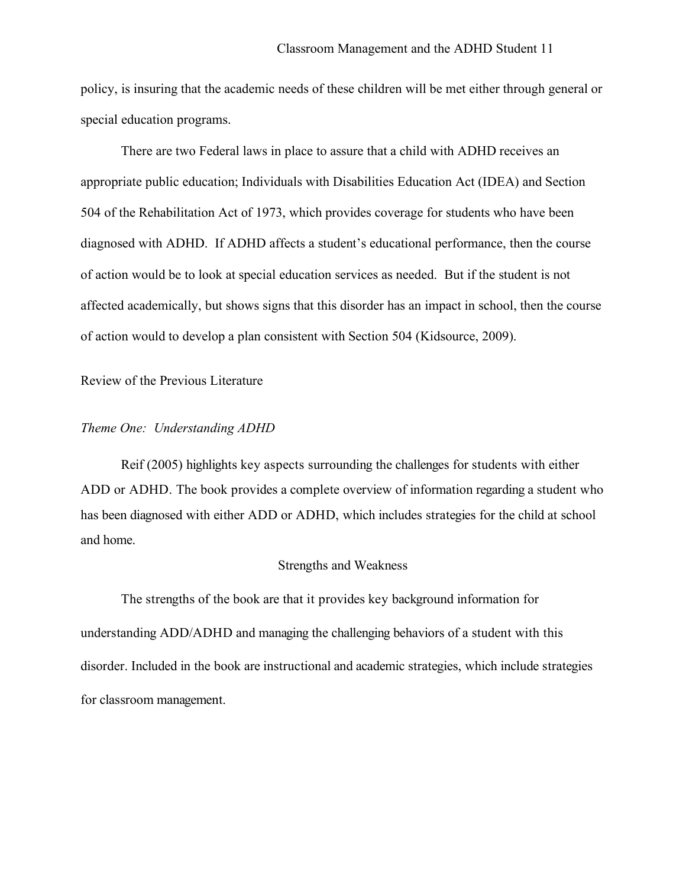policy, is insuring that the academic needs of these children will be met either through general or special education programs.

There are two Federal laws in place to assure that a child with ADHD receives an appropriate public education; Individuals with Disabilities Education Act (IDEA) and Section 504 of the Rehabilitation Act of 1973, which provides coverage for students who have been diagnosed with ADHD. If ADHD affects a student's educational performance, then the course of action would be to look at special education services as needed. But if the student is not affected academically, but shows signs that this disorder has an impact in school, then the course of action would to develop a plan consistent with Section 504 (Kidsource, 2009).

## Review of the Previous Literature

### *Theme One: Understanding ADHD*

Reif (2005) highlights key aspects surrounding the challenges for students with either ADD or ADHD. The book provides a complete overview of information regarding a student who has been diagnosed with either ADD or ADHD, which includes strategies for the child at school and home.

#### Strengths and Weakness

The strengths of the book are that it provides key background information for understanding ADD/ADHD and managing the challenging behaviors of a student with this disorder. Included in the book are instructional and academic strategies, which include strategies for classroom management.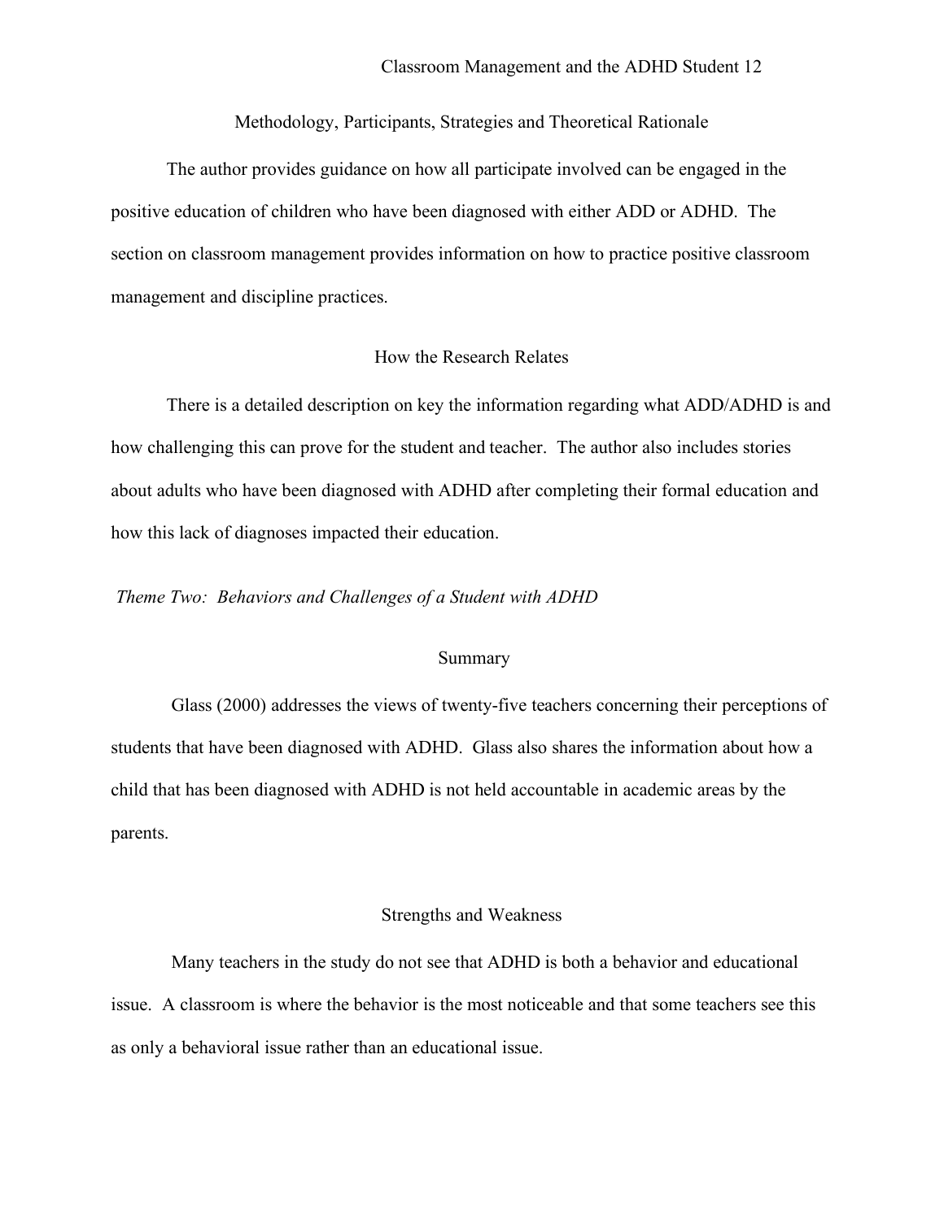## Methodology, Participants, Strategies and Theoretical Rationale

The author provides guidance on how all participate involved can be engaged in the positive education of children who have been diagnosed with either ADD or ADHD. The section on classroom management provides information on how to practice positive classroom management and discipline practices.

## How the Research Relates

There is a detailed description on key the information regarding what ADD/ADHD is and how challenging this can prove for the student and teacher. The author also includes stories about adults who have been diagnosed with ADHD after completing their formal education and how this lack of diagnoses impacted their education.

*Theme Two: Behaviors and Challenges of a Student with ADHD*

## Summary

Glass (2000) addresses the views of twenty-five teachers concerning their perceptions of students that have been diagnosed with ADHD. Glass also shares the information about how a child that has been diagnosed with ADHD is not held accountable in academic areas by the parents.

## Strengths and Weakness

Many teachers in the study do not see that ADHD is both a behavior and educational issue. A classroom is where the behavior is the most noticeable and that some teachers see this as only a behavioral issue rather than an educational issue.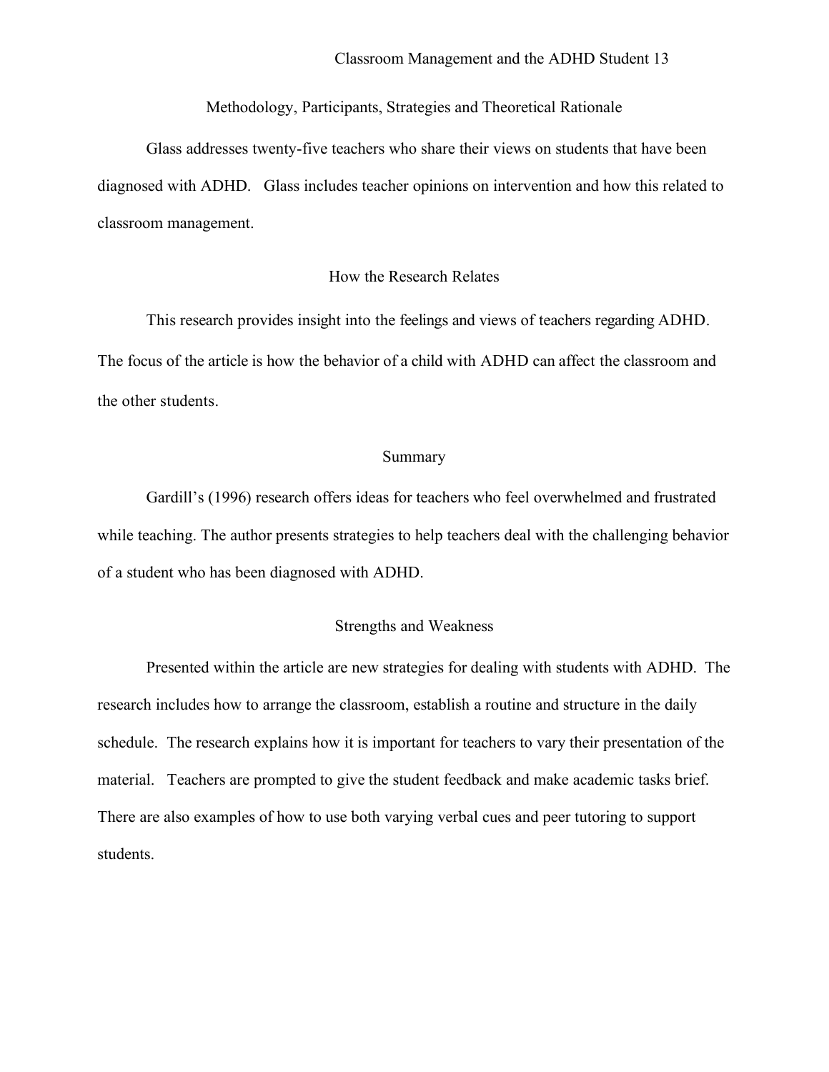## Methodology, Participants, Strategies and Theoretical Rationale

Glass addresses twenty-five teachers who share their views on students that have been diagnosed with ADHD. Glass includes teacher opinions on intervention and how this related to classroom management.

## How the Research Relates

This research provides insight into the feelings and views of teachers regarding ADHD. The focus of the article is how the behavior of a child with ADHD can affect the classroom and the other students.

## Summary

Gardill's (1996) research offers ideas for teachers who feel overwhelmed and frustrated while teaching. The author presents strategies to help teachers deal with the challenging behavior of a student who has been diagnosed with ADHD.

## Strengths and Weakness

Presented within the article are new strategies for dealing with students with ADHD. The research includes how to arrange the classroom, establish a routine and structure in the daily schedule. The research explains how it is important for teachers to vary their presentation of the material. Teachers are prompted to give the student feedback and make academic tasks brief. There are also examples of how to use both varying verbal cues and peer tutoring to support students.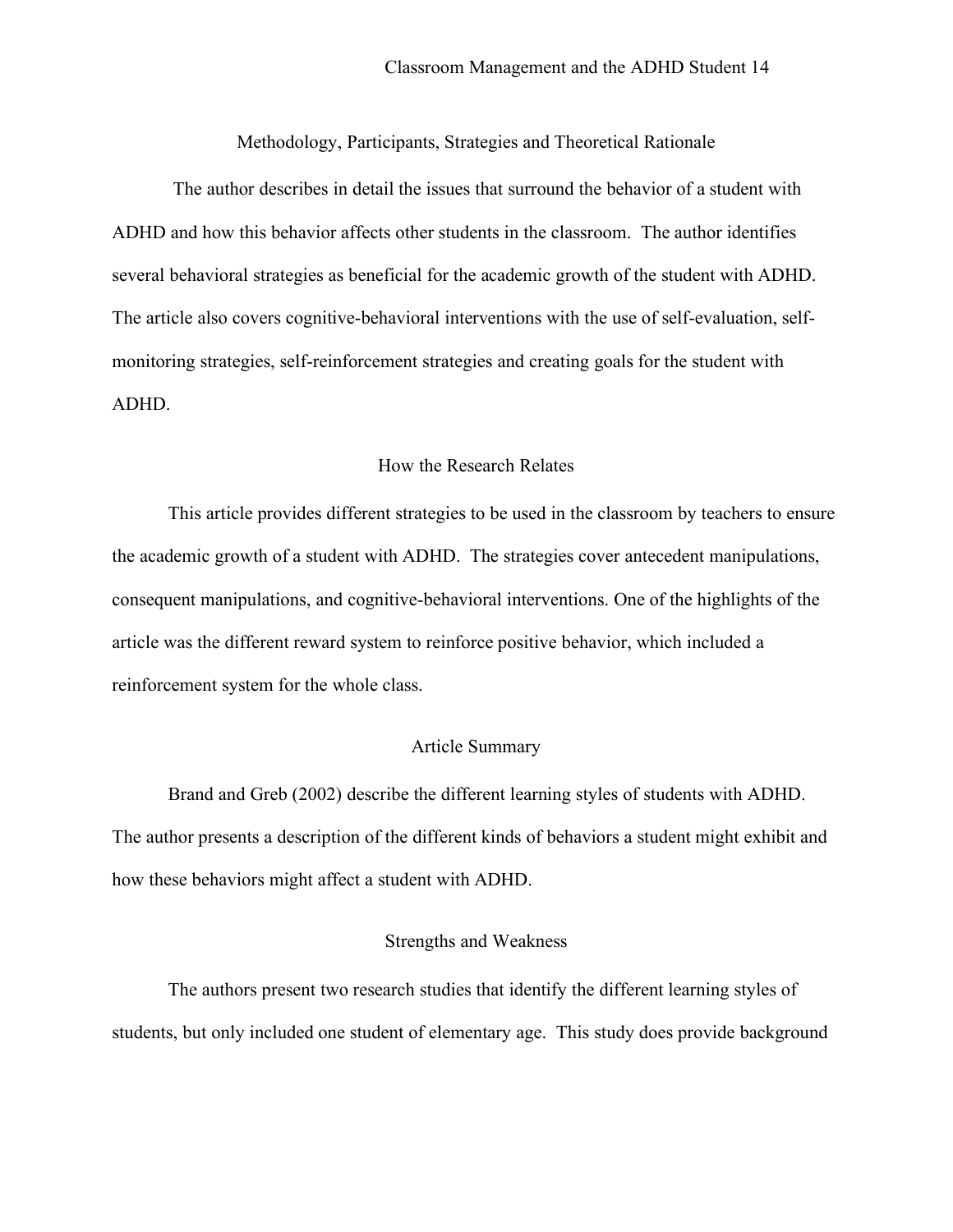## Methodology, Participants, Strategies and Theoretical Rationale

The author describes in detail the issues that surround the behavior of a student with ADHD and how this behavior affects other students in the classroom. The author identifies several behavioral strategies as beneficial for the academic growth of the student with ADHD. The article also covers cognitive-behavioral interventions with the use of self-evaluation, self-monitoring strategies, self-reinforcement strategies and creating goals for the student with ADHD.

## How the Research Relates

This article provides different strategies to be used in the classroom by teachers to ensure the academic growth of a student with ADHD. The strategies cover antecedent manipulations, consequent manipulations, and cognitive-behavioral interventions. One of the highlights of the article was the different reward system to reinforce positive behavior, which included a reinforcement system for the whole class.

## Article Summary

Brand and Greb (2002) describe the different learning styles of students with ADHD. The author presents a description of the different kinds of behaviors a student might exhibit and how these behaviors might affect a student with ADHD.

## Strengths and Weakness

The authors present two research studies that identify the different learning styles of students, but only included one student of elementary age. This study does provide background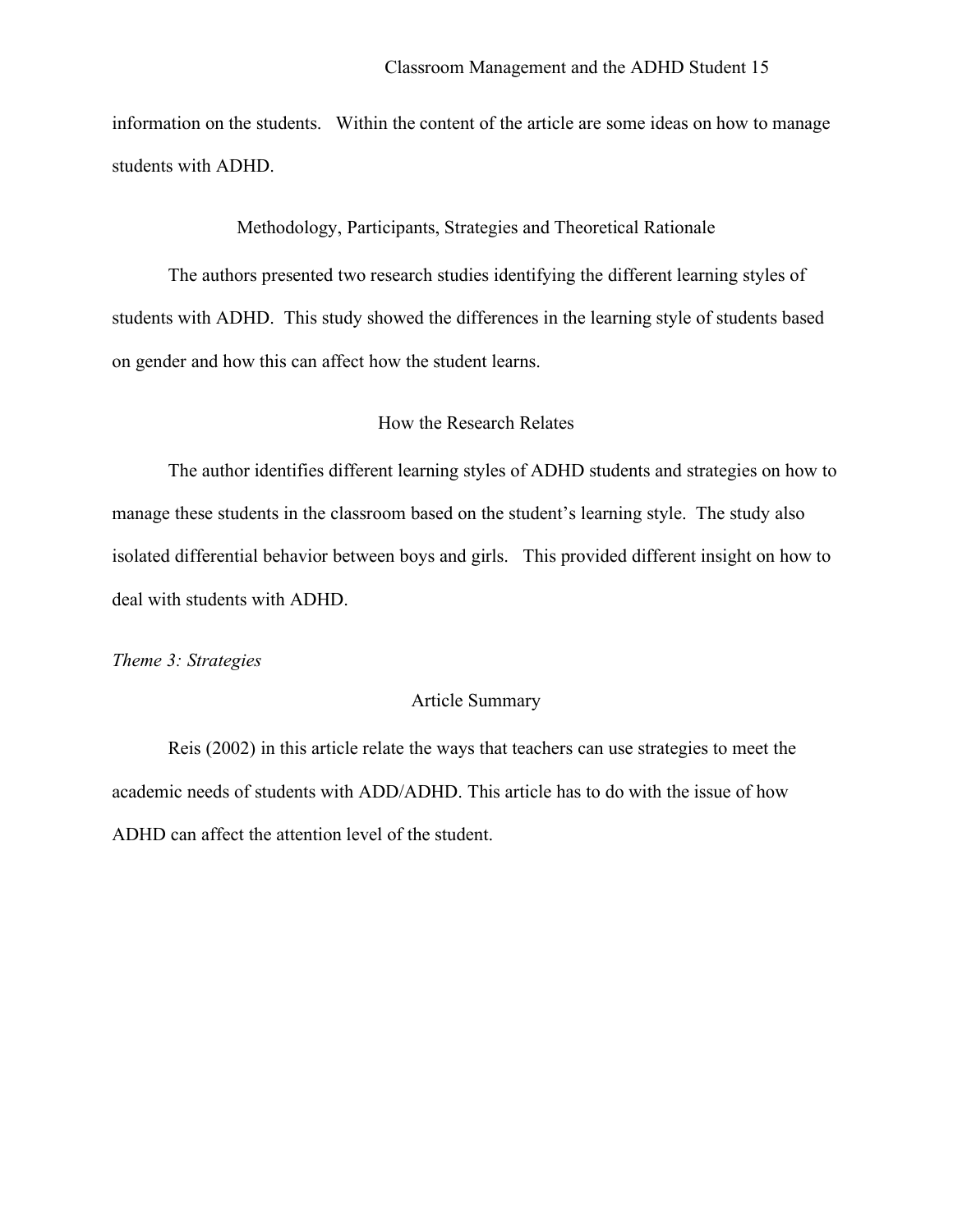information on the students. Within the content of the article are some ideas on how to manage students with ADHD.

## Methodology, Participants, Strategies and Theoretical Rationale

The authors presented two research studies identifying the different learning styles of students with ADHD. This study showed the differences in the learning style of students based on gender and how this can affect how the student learns.

## How the Research Relates

The author identifies different learning styles of ADHD students and strategies on how to manage these students in the classroom based on the student's learning style. The study also isolated differential behavior between boys and girls. This provided different insight on how to deal with students with ADHD.

*Theme 3: Strategies*

## Article Summary

Reis (2002) in this article relate the ways that teachers can use strategies to meet the academic needs of students with ADD/ADHD. This article has to do with the issue of how ADHD can affect the attention level of the student.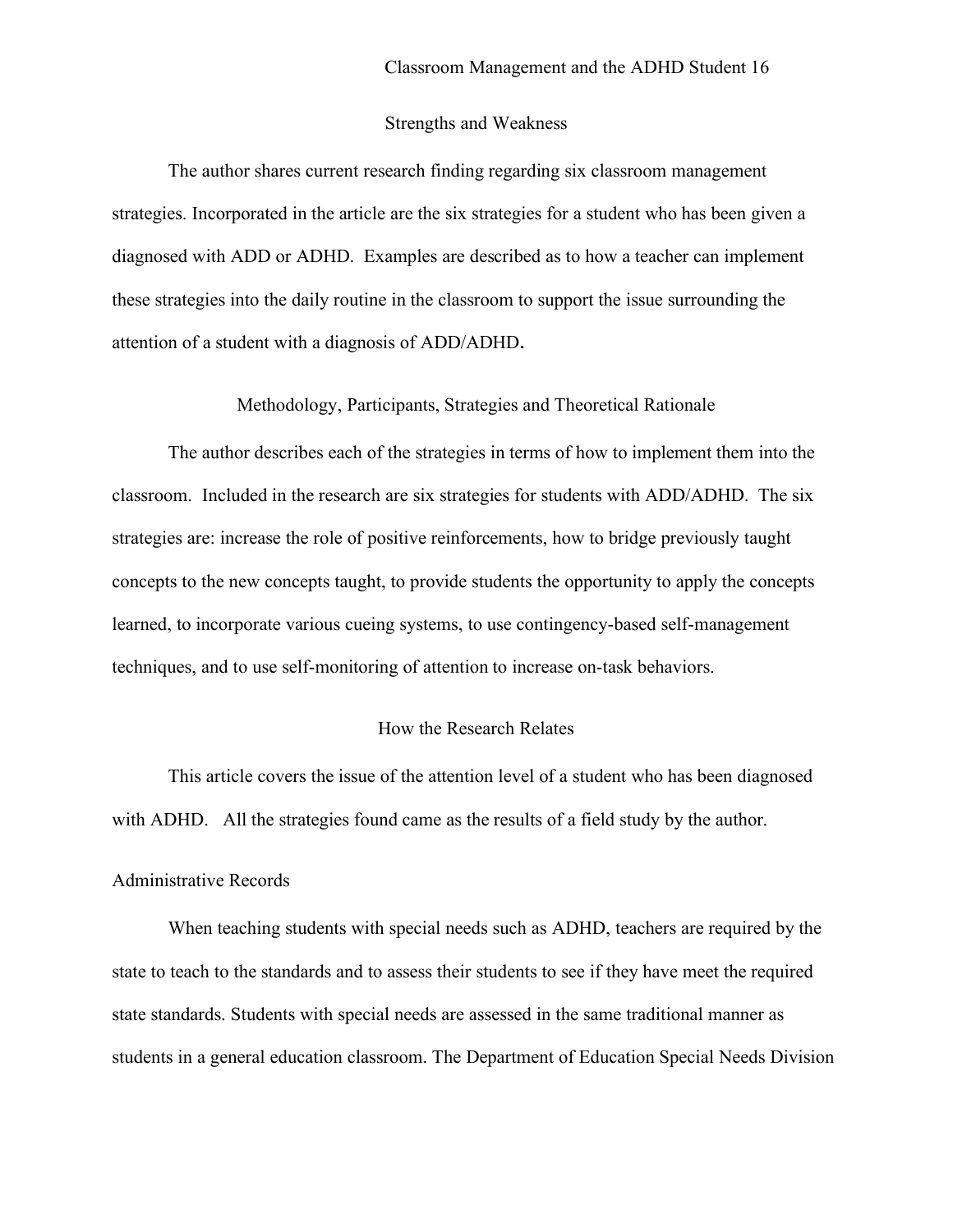## Strengths and Weakness

The author shares current research finding regarding six classroom management strategies. Incorporated in the article are the six strategies for a student who has been given a diagnosed with ADD or ADHD. Examples are described as to how a teacher can implement these strategies into the daily routine in the classroom to support the issue surrounding the attention of a student with a diagnosis of ADD/ADHD.

## Methodology, Participants, Strategies and Theoretical Rationale

The author describes each of the strategies in terms of how to implement them into the classroom. Included in the research are six strategies for students with ADD/ADHD. The six strategies are: increase the role of positive reinforcements, how to bridge previously taught concepts to the new concepts taught, to provide students the opportunity to apply the concepts learned, to incorporate various cueing systems, to use contingency-based self-management techniques, and to use self-monitoring of attention to increase on-task behaviors.

## How the Research Relates

This article covers the issue of the attention level of a student who has been diagnosed with ADHD. All the strategies found came as the results of a field study by the author.

### Administrative Records

When teaching students with special needs such as ADHD, teachers are required by the state to teach to the standards and to assess their students to see if they have meet the required state standards. Students with special needs are assessed in the same traditional manner as students in a general education classroom. The Department of Education Special Needs Division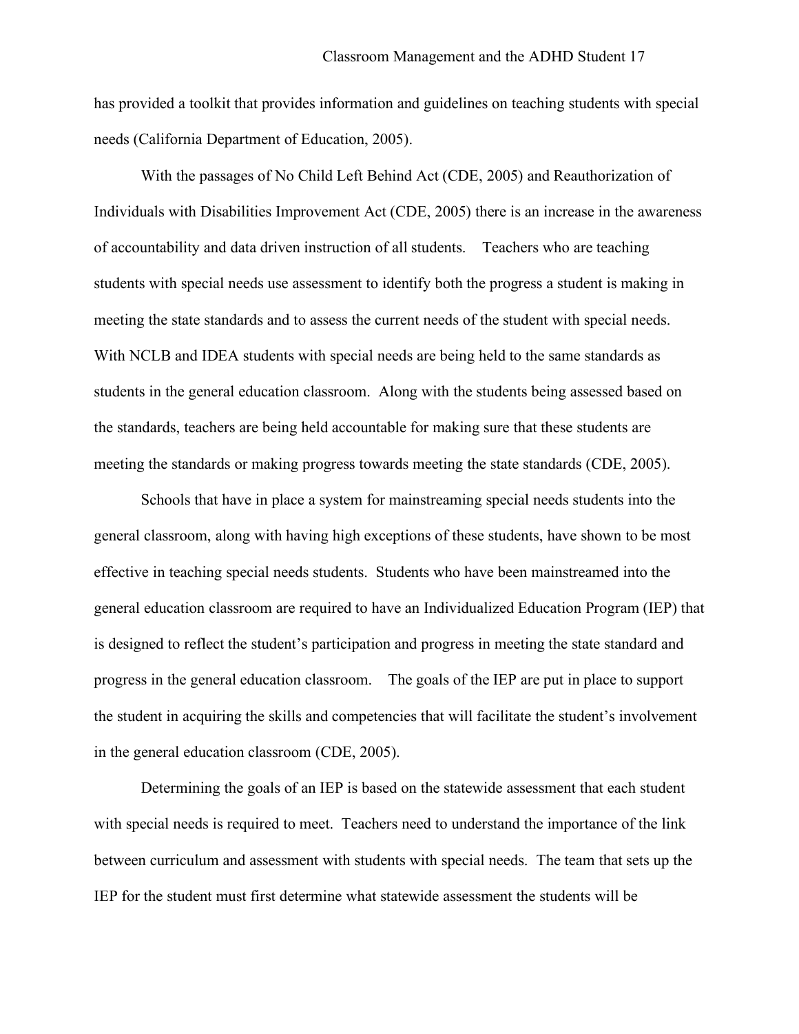has provided a toolkit that provides information and guidelines on teaching students with special needs (California Department of Education, 2005).

With the passages of No Child Left Behind Act (CDE, 2005) and Reauthorization of Individuals with Disabilities Improvement Act (CDE, 2005) there is an increase in the awareness of accountability and data driven instruction of all students. Teachers who are teaching students with special needs use assessment to identify both the progress a student is making in meeting the state standards and to assess the current needs of the student with special needs. With NCLB and IDEA students with special needs are being held to the same standards as students in the general education classroom. Along with the students being assessed based on the standards, teachers are being held accountable for making sure that these students are meeting the standards or making progress towards meeting the state standards (CDE, 2005).

Schools that have in place a system for mainstreaming special needs students into the general classroom, along with having high exceptions of these students, have shown to be most effective in teaching special needs students. Students who have been mainstreamed into the general education classroom are required to have an Individualized Education Program (IEP) that is designed to reflect the student's participation and progress in meeting the state standard and progress in the general education classroom. The goals of the IEP are put in place to support the student in acquiring the skills and competencies that will facilitate the student's involvement in the general education classroom (CDE, 2005).

Determining the goals of an IEP is based on the statewide assessment that each student with special needs is required to meet. Teachers need to understand the importance of the link between curriculum and assessment with students with special needs. The team that sets up the IEP for the student must first determine what statewide assessment the students will be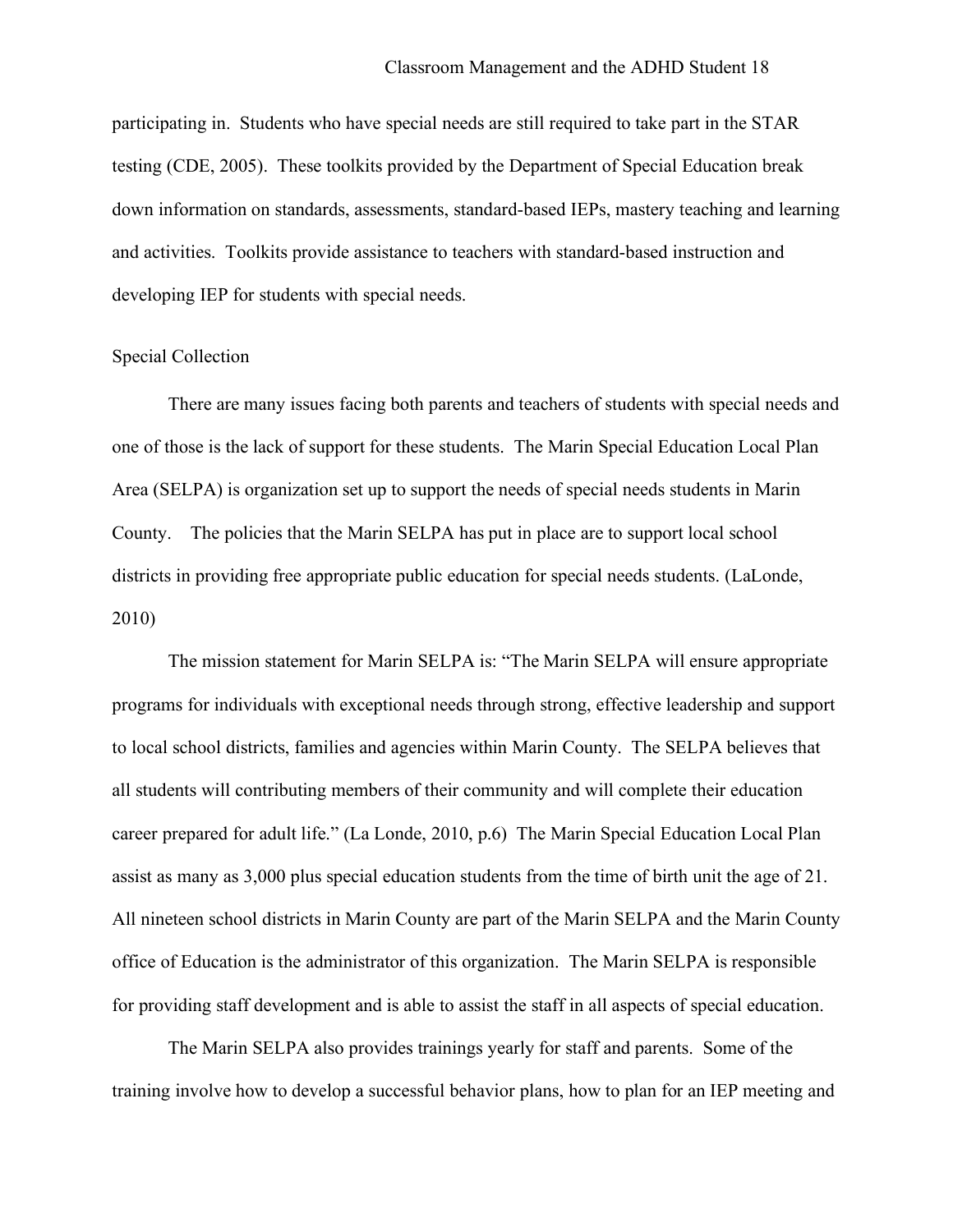participating in. Students who have special needs are still required to take part in the STAR testing (CDE, 2005). These toolkits provided by the Department of Special Education break down information on standards, assessments, standard-based IEPs, mastery teaching and learning and activities. Toolkits provide assistance to teachers with standard-based instruction and developing IEP for students with special needs.

## Special Collection

There are many issues facing both parents and teachers of students with special needs and one of those is the lack of support for these students. The Marin Special Education Local Plan Area (SELPA) is organization set up to support the needs of special needs students in Marin County. The policies that the Marin SELPA has put in place are to support local school districts in providing free appropriate public education for special needs students. (LaLonde, 2010)

The mission statement for Marin SELPA is: "The Marin SELPA will ensure appropriate programs for individuals with exceptional needs through strong, effective leadership and support to local school districts, families and agencies within Marin County. The SELPA believes that all students will contributing members of their community and will complete their education career prepared for adult life." (La Londe, 2010, p.6) The Marin Special Education Local Plan assist as many as 3,000 plus special education students from the time of birth unit the age of 21. All nineteen school districts in Marin County are part of the Marin SELPA and the Marin County office of Education is the administrator of this organization. The Marin SELPA is responsible for providing staff development and is able to assist the staff in all aspects of special education.

The Marin SELPA also provides trainings yearly for staff and parents. Some of the training involve how to develop a successful behavior plans, how to plan for an IEP meeting and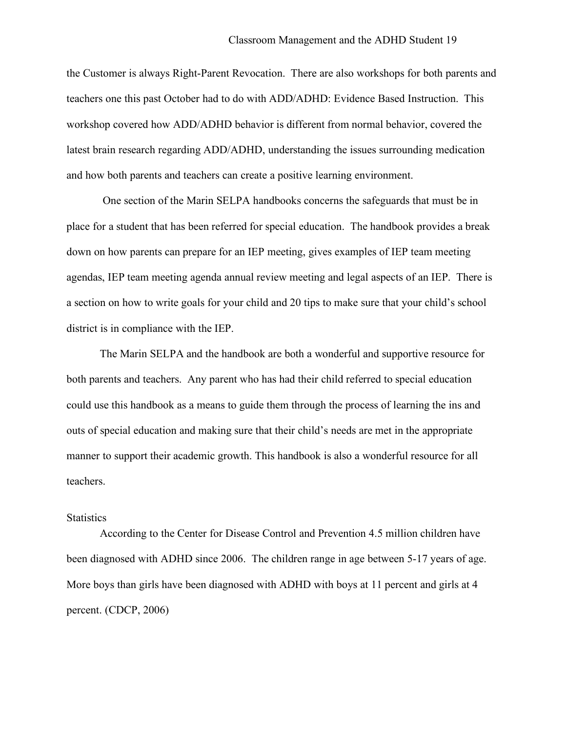the Customer is always Right-Parent Revocation. There are also workshops for both parents and teachers one this past October had to do with ADD/ADHD: Evidence Based Instruction. This workshop covered how ADD/ADHD behavior is different from normal behavior, covered the latest brain research regarding ADD/ADHD, understanding the issues surrounding medication and how both parents and teachers can create a positive learning environment.

One section of the Marin SELPA handbooks concerns the safeguards that must be in place for a student that has been referred for special education. The handbook provides a break down on how parents can prepare for an IEP meeting, gives examples of IEP team meeting agendas, IEP team meeting agenda annual review meeting and legal aspects of an IEP. There is a section on how to write goals for your child and 20 tips to make sure that your child's school district is in compliance with the IEP.

The Marin SELPA and the handbook are both a wonderful and supportive resource for both parents and teachers. Any parent who has had their child referred to special education could use this handbook as a means to guide them through the process of learning the ins and outs of special education and making sure that their child's needs are met in the appropriate manner to support their academic growth. This handbook is also a wonderful resource for all teachers.

## Statistics

According to the Center for Disease Control and Prevention 4.5 million children have been diagnosed with ADHD since 2006. The children range in age between 5-17 years of age. More boys than girls have been diagnosed with ADHD with boys at 11 percent and girls at 4 percent. (CDCP, 2006)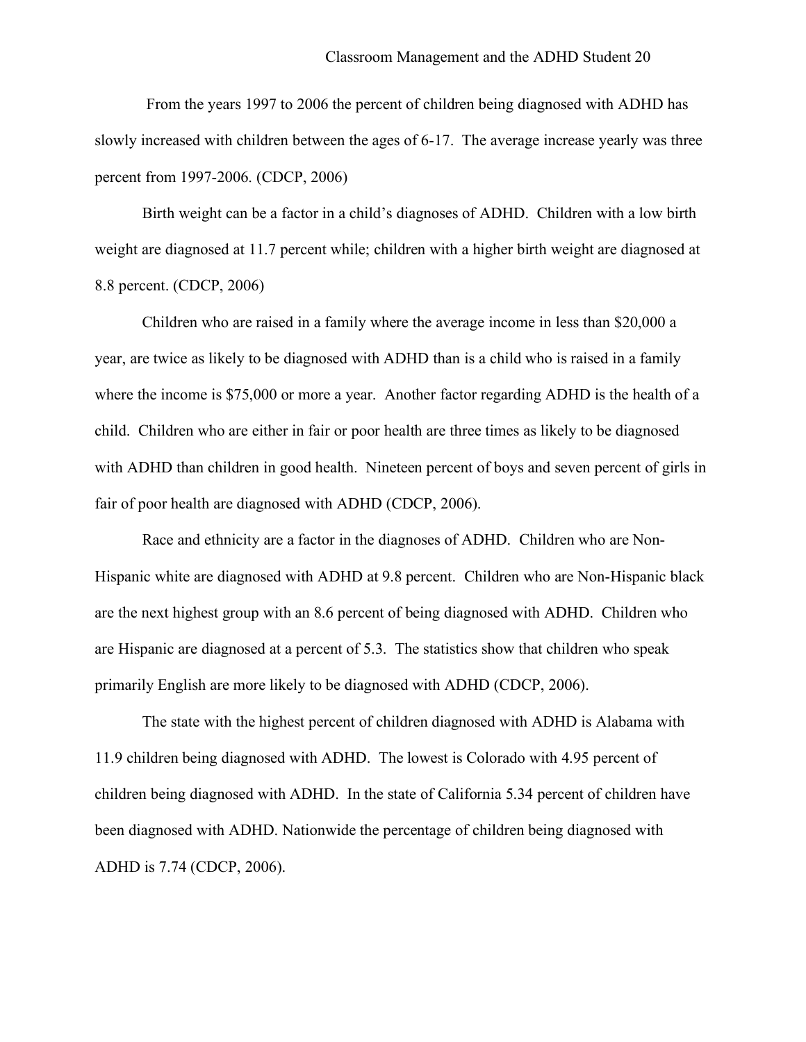From the years 1997 to 2006 the percent of children being diagnosed with ADHD has slowly increased with children between the ages of 6-17. The average increase yearly was three percent from 1997-2006. (CDCP, 2006)

Birth weight can be a factor in a child's diagnoses of ADHD. Children with a low birth weight are diagnosed at 11.7 percent while; children with a higher birth weight are diagnosed at 8.8 percent. (CDCP, 2006)

Children who are raised in a family where the average income in less than $20,000 a year, are twice as likely to be diagnosed with ADHD than is a child who is raised in a family where the income is $75,000 or more a year. Another factor regarding ADHD is the health of a child. Children who are either in fair or poor health are three times as likely to be diagnosed with ADHD than children in good health. Nineteen percent of boys and seven percent of girls in fair of poor health are diagnosed with ADHD (CDCP, 2006).

Race and ethnicity are a factor in the diagnoses of ADHD. Children who are Non-Hispanic white are diagnosed with ADHD at 9.8 percent. Children who are Non-Hispanic black are the next highest group with an 8.6 percent of being diagnosed with ADHD. Children who are Hispanic are diagnosed at a percent of 5.3. The statistics show that children who speak primarily English are more likely to be diagnosed with ADHD (CDCP, 2006).

The state with the highest percent of children diagnosed with ADHD is Alabama with 11.9 children being diagnosed with ADHD. The lowest is Colorado with 4.95 percent of children being diagnosed with ADHD. In the state of California 5.34 percent of children have been diagnosed with ADHD. Nationwide the percentage of children being diagnosed with ADHD is 7.74 (CDCP, 2006).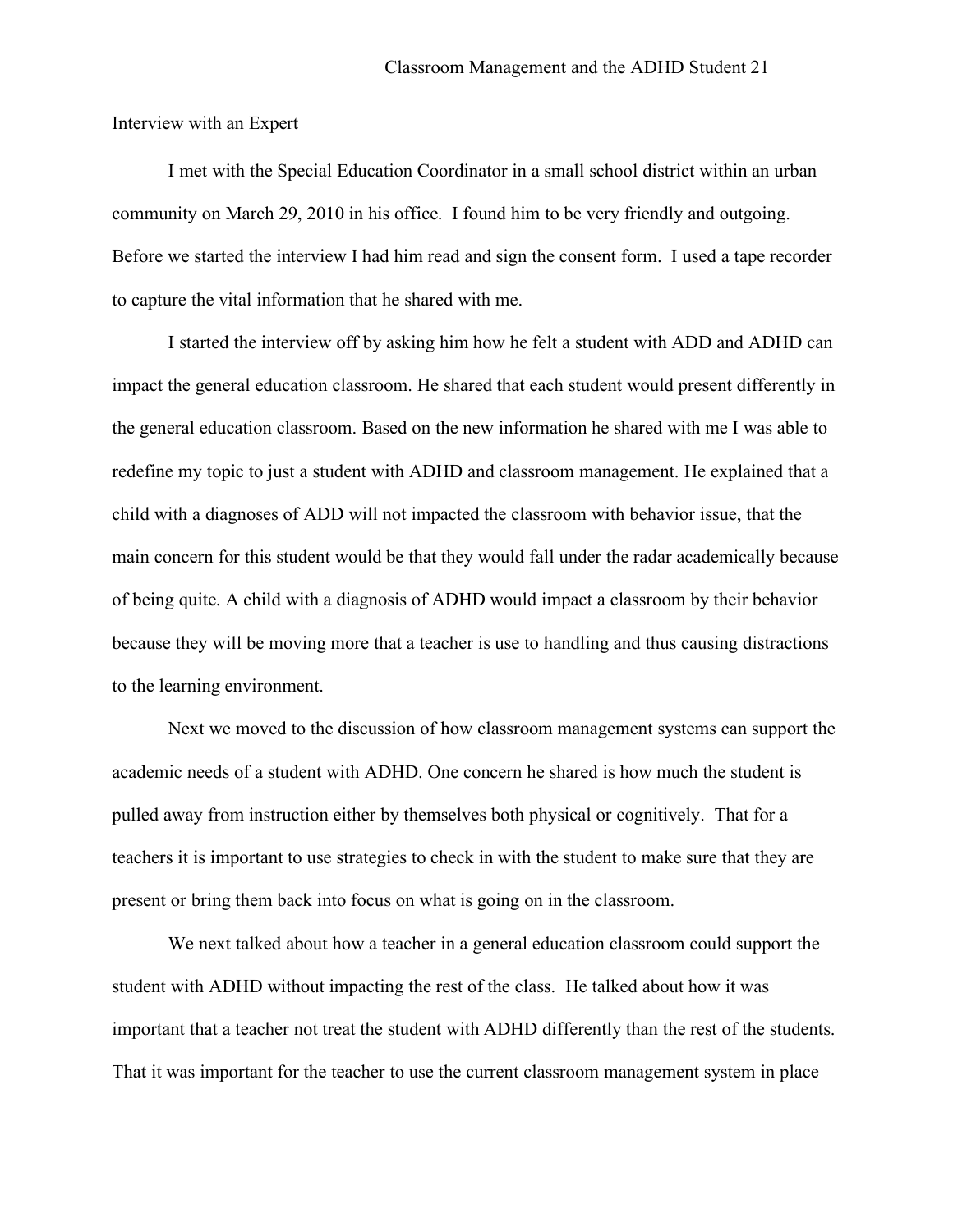Interview with an Expert

I met with the Special Education Coordinator in a small school district within an urban community on March 29, 2010 in his office. I found him to be very friendly and outgoing. Before we started the interview I had him read and sign the consent form. I used a tape recorder to capture the vital information that he shared with me.

I started the interview off by asking him how he felt a student with ADD and ADHD can impact the general education classroom. He shared that each student would present differently in the general education classroom. Based on the new information he shared with me I was able to redefine my topic to just a student with ADHD and classroom management. He explained that a child with a diagnoses of ADD will not impacted the classroom with behavior issue, that the main concern for this student would be that they would fall under the radar academically because of being quite. A child with a diagnosis of ADHD would impact a classroom by their behavior because they will be moving more that a teacher is use to handling and thus causing distractions to the learning environment.

Next we moved to the discussion of how classroom management systems can support the academic needs of a student with ADHD. One concern he shared is how much the student is pulled away from instruction either by themselves both physical or cognitively. That for a teachers it is important to use strategies to check in with the student to make sure that they are present or bring them back into focus on what is going on in the classroom.

We next talked about how a teacher in a general education classroom could support the student with ADHD without impacting the rest of the class. He talked about how it was important that a teacher not treat the student with ADHD differently than the rest of the students. That it was important for the teacher to use the current classroom management system in place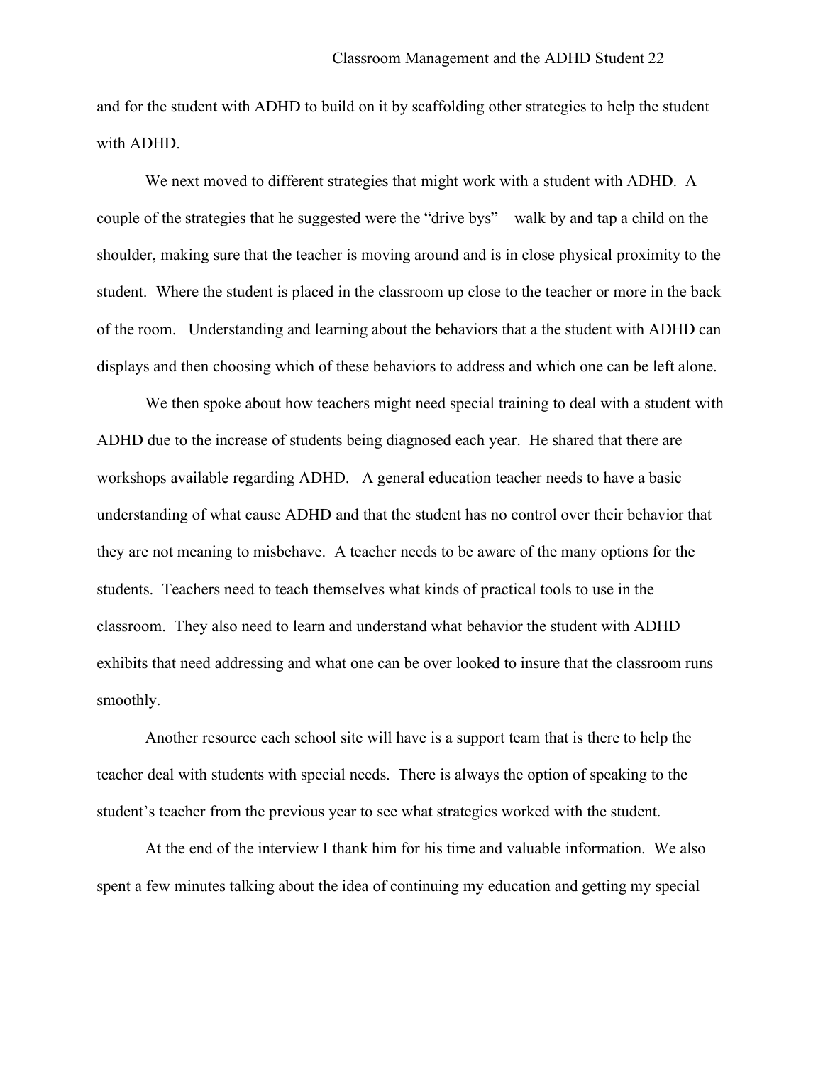and for the student with ADHD to build on it by scaffolding other strategies to help the student with ADHD.

We next moved to different strategies that might work with a student with ADHD. A couple of the strategies that he suggested were the "drive bys" – walk by and tap a child on the shoulder, making sure that the teacher is moving around and is in close physical proximity to the student. Where the student is placed in the classroom up close to the teacher or more in the back of the room. Understanding and learning about the behaviors that a the student with ADHD can displays and then choosing which of these behaviors to address and which one can be left alone.

We then spoke about how teachers might need special training to deal with a student with ADHD due to the increase of students being diagnosed each year. He shared that there are workshops available regarding ADHD. A general education teacher needs to have a basic understanding of what cause ADHD and that the student has no control over their behavior that they are not meaning to misbehave. A teacher needs to be aware of the many options for the students. Teachers need to teach themselves what kinds of practical tools to use in the classroom. They also need to learn and understand what behavior the student with ADHD exhibits that need addressing and what one can be over looked to insure that the classroom runs smoothly.

Another resource each school site will have is a support team that is there to help the teacher deal with students with special needs. There is always the option of speaking to the student's teacher from the previous year to see what strategies worked with the student.

At the end of the interview I thank him for his time and valuable information. We also spent a few minutes talking about the idea of continuing my education and getting my special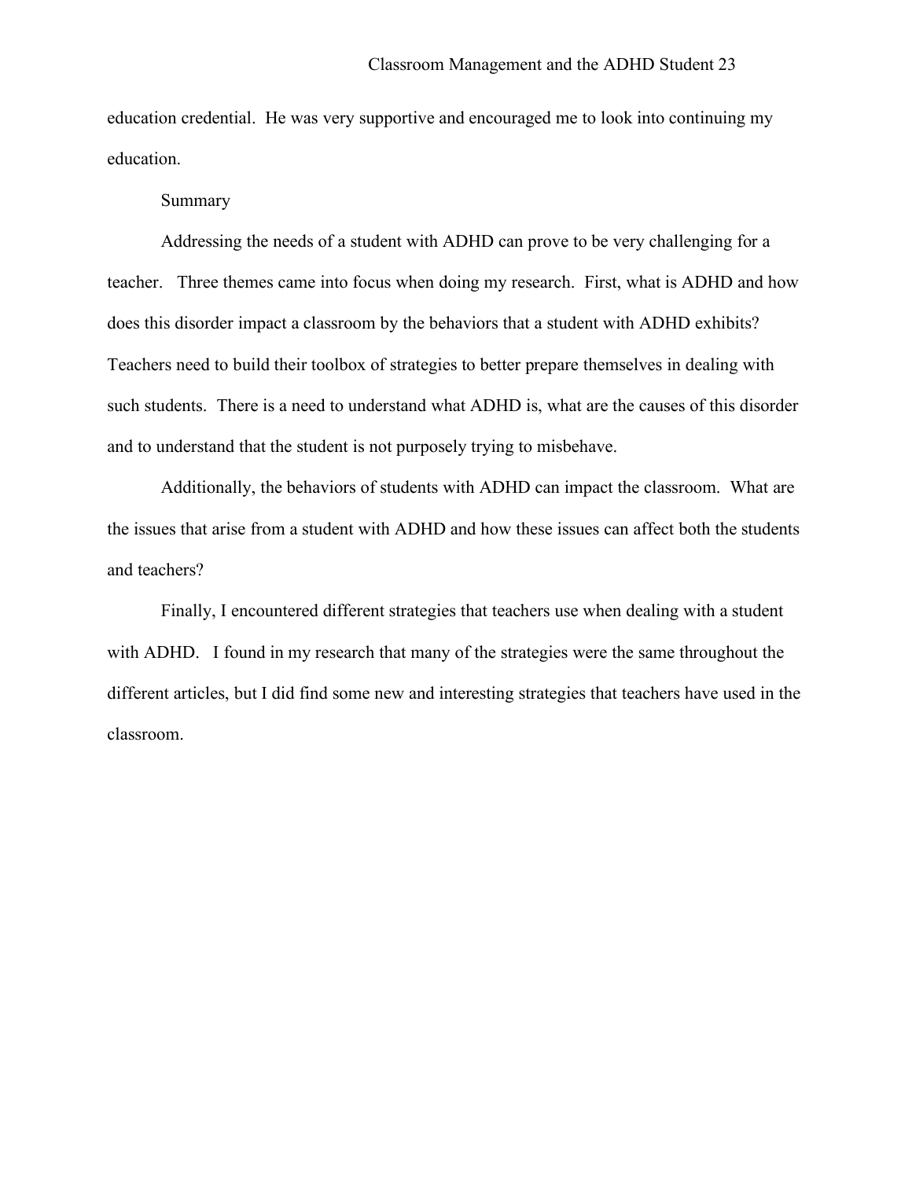education credential. He was very supportive and encouraged me to look into continuing my education.

## Summary

Addressing the needs of a student with ADHD can prove to be very challenging for a teacher. Three themes came into focus when doing my research. First, what is ADHD and how does this disorder impact a classroom by the behaviors that a student with ADHD exhibits? Teachers need to build their toolbox of strategies to better prepare themselves in dealing with such students. There is a need to understand what ADHD is, what are the causes of this disorder and to understand that the student is not purposely trying to misbehave.

Additionally, the behaviors of students with ADHD can impact the classroom. What are the issues that arise from a student with ADHD and how these issues can affect both the students and teachers?

Finally, I encountered different strategies that teachers use when dealing with a student with ADHD. I found in my research that many of the strategies were the same throughout the different articles, but I did find some new and interesting strategies that teachers have used in the classroom.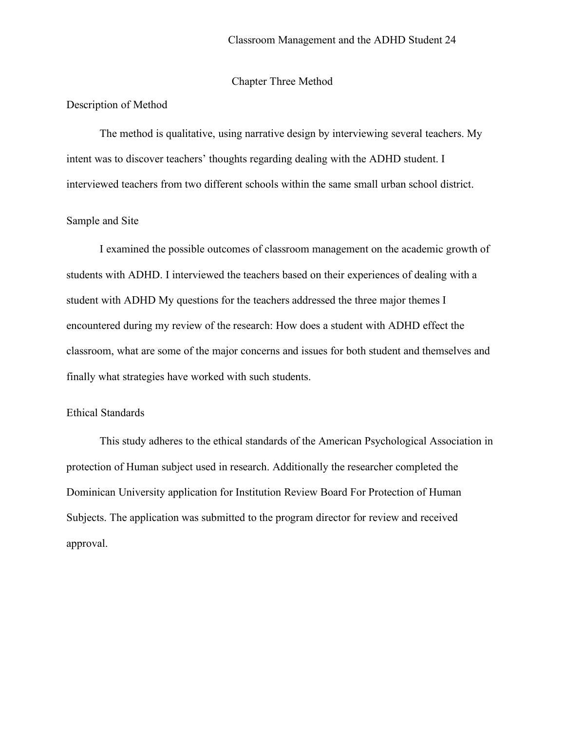# Chapter Three Method

## Description of Method

The method is qualitative, using narrative design by interviewing several teachers. My intent was to discover teachers' thoughts regarding dealing with the ADHD student. I interviewed teachers from two different schools within the same small urban school district.

## Sample and Site

I examined the possible outcomes of classroom management on the academic growth of students with ADHD. I interviewed the teachers based on their experiences of dealing with a student with ADHD My questions for the teachers addressed the three major themes I encountered during my review of the research: How does a student with ADHD effect the classroom, what are some of the major concerns and issues for both student and themselves and finally what strategies have worked with such students.

## Ethical Standards

This study adheres to the ethical standards of the American Psychological Association in protection of Human subject used in research. Additionally the researcher completed the Dominican University application for Institution Review Board For Protection of Human Subjects. The application was submitted to the program director for review and received approval.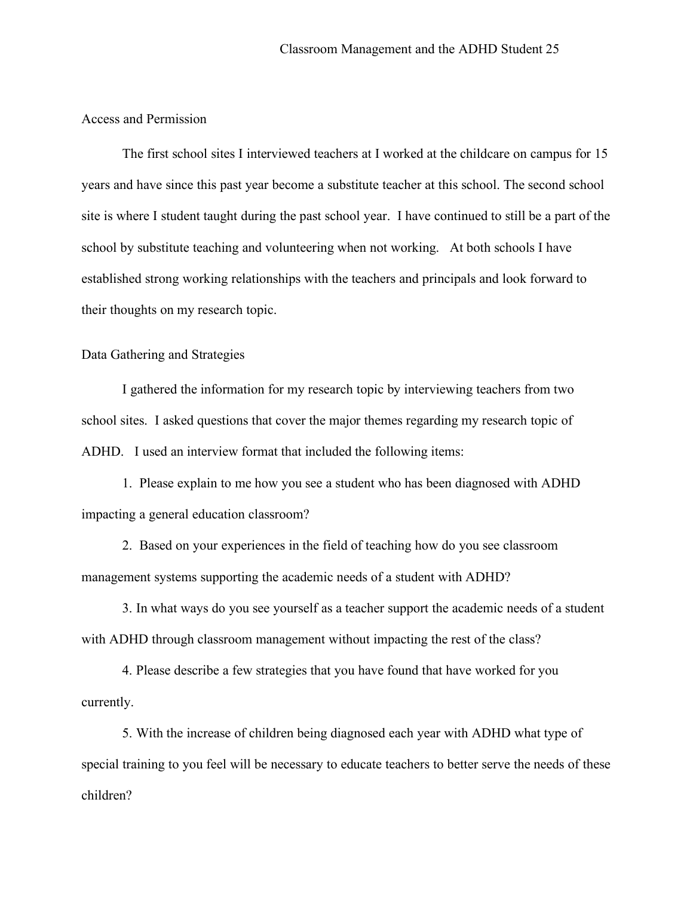## Access and Permission

The first school sites I interviewed teachers at I worked at the childcare on campus for 15 years and have since this past year become a substitute teacher at this school. The second school site is where I student taught during the past school year. I have continued to still be a part of the school by substitute teaching and volunteering when not working. At both schools I have established strong working relationships with the teachers and principals and look forward to their thoughts on my research topic.

## Data Gathering and Strategies

I gathered the information for my research topic by interviewing teachers from two school sites. I asked questions that cover the major themes regarding my research topic of ADHD. I used an interview format that included the following items:

1. Please explain to me how you see a student who has been diagnosed with ADHD impacting a general education classroom?

2. Based on your experiences in the field of teaching how do you see classroom management systems supporting the academic needs of a student with ADHD?

3. In what ways do you see yourself as a teacher support the academic needs of a student with ADHD through classroom management without impacting the rest of the class?

4. Please describe a few strategies that you have found that have worked for you currently.

5. With the increase of children being diagnosed each year with ADHD what type of special training to you feel will be necessary to educate teachers to better serve the needs of these children?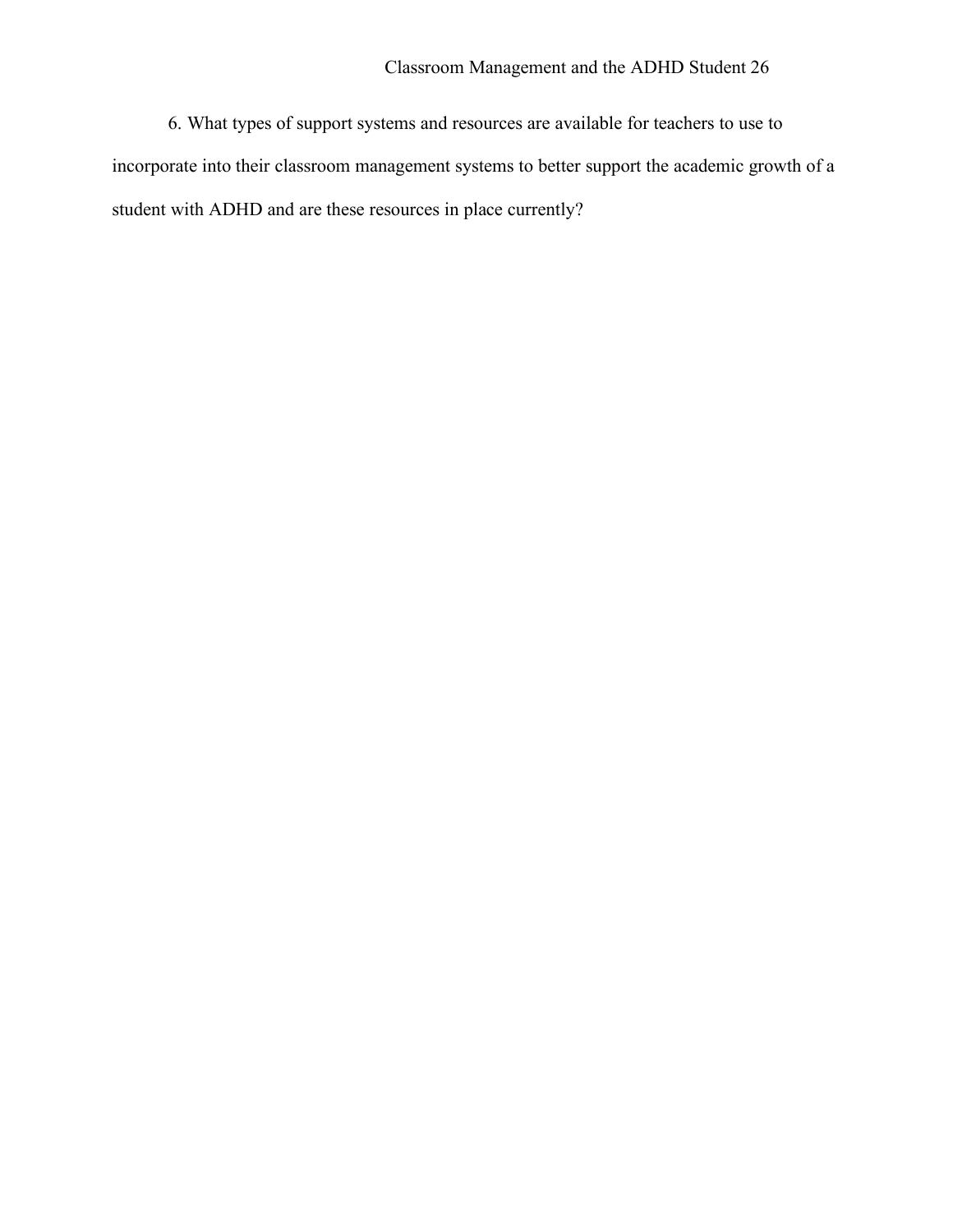6. What types of support systems and resources are available for teachers to use to incorporate into their classroom management systems to better support the academic growth of a student with ADHD and are these resources in place currently?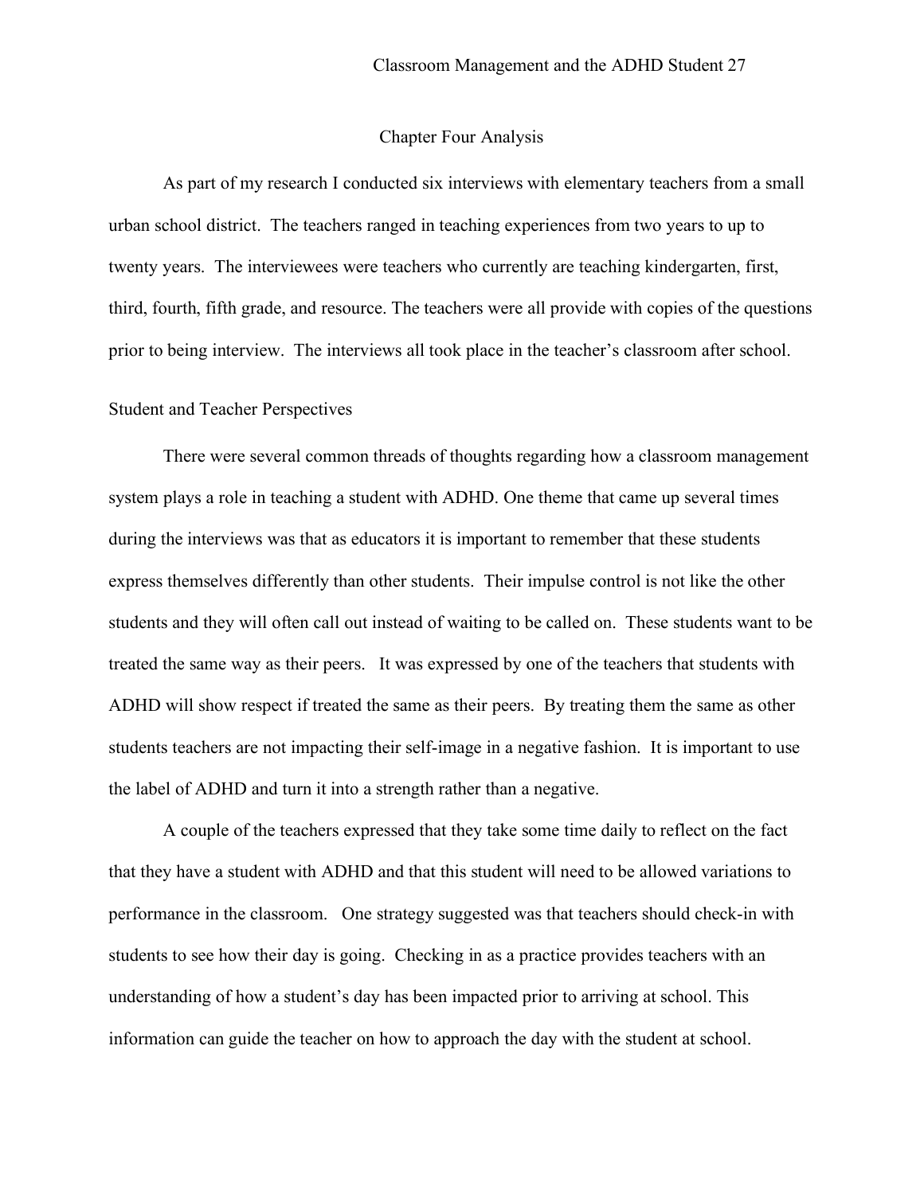# Chapter Four Analysis

As part of my research I conducted six interviews with elementary teachers from a small urban school district. The teachers ranged in teaching experiences from two years to up to twenty years. The interviewees were teachers who currently are teaching kindergarten, first, third, fourth, fifth grade, and resource. The teachers were all provide with copies of the questions prior to being interview. The interviews all took place in the teacher's classroom after school.

## Student and Teacher Perspectives

There were several common threads of thoughts regarding how a classroom management system plays a role in teaching a student with ADHD. One theme that came up several times during the interviews was that as educators it is important to remember that these students express themselves differently than other students. Their impulse control is not like the other students and they will often call out instead of waiting to be called on. These students want to be treated the same way as their peers. It was expressed by one of the teachers that students with ADHD will show respect if treated the same as their peers. By treating them the same as other students teachers are not impacting their self-image in a negative fashion. It is important to use the label of ADHD and turn it into a strength rather than a negative.

A couple of the teachers expressed that they take some time daily to reflect on the fact that they have a student with ADHD and that this student will need to be allowed variations to performance in the classroom. One strategy suggested was that teachers should check-in with students to see how their day is going. Checking in as a practice provides teachers with an understanding of how a student's day has been impacted prior to arriving at school. This information can guide the teacher on how to approach the day with the student at school.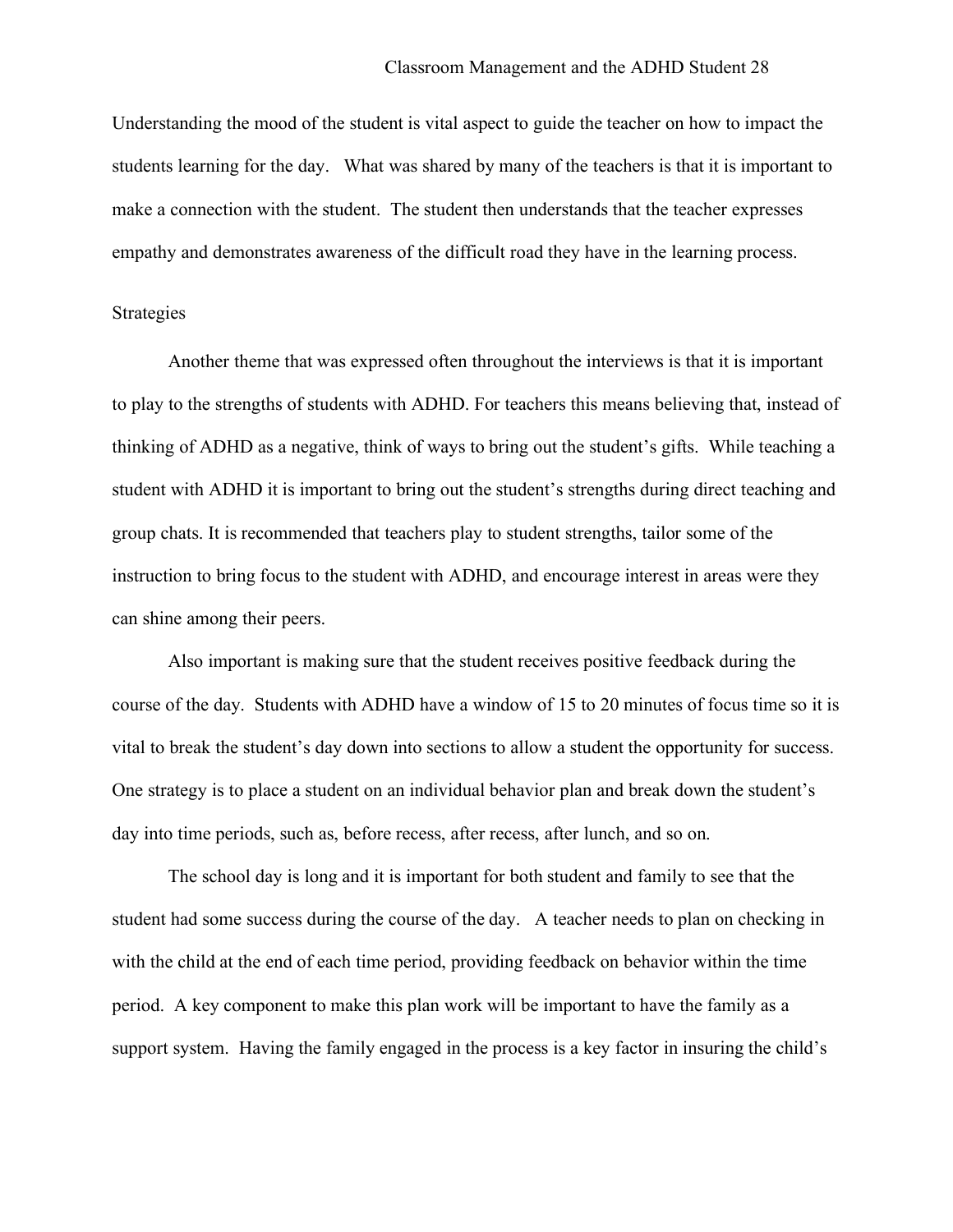Understanding the mood of the student is vital aspect to guide the teacher on how to impact the students learning for the day. What was shared by many of the teachers is that it is important to make a connection with the student. The student then understands that the teacher expresses empathy and demonstrates awareness of the difficult road they have in the learning process.

## Strategies

Another theme that was expressed often throughout the interviews is that it is important to play to the strengths of students with ADHD. For teachers this means believing that, instead of thinking of ADHD as a negative, think of ways to bring out the student's gifts. While teaching a student with ADHD it is important to bring out the student's strengths during direct teaching and group chats. It is recommended that teachers play to student strengths, tailor some of the instruction to bring focus to the student with ADHD, and encourage interest in areas were they can shine among their peers.

Also important is making sure that the student receives positive feedback during the course of the day. Students with ADHD have a window of 15 to 20 minutes of focus time so it is vital to break the student's day down into sections to allow a student the opportunity for success. One strategy is to place a student on an individual behavior plan and break down the student's day into time periods, such as, before recess, after recess, after lunch, and so on.

The school day is long and it is important for both student and family to see that the student had some success during the course of the day. A teacher needs to plan on checking in with the child at the end of each time period, providing feedback on behavior within the time period. A key component to make this plan work will be important to have the family as a support system. Having the family engaged in the process is a key factor in insuring the child's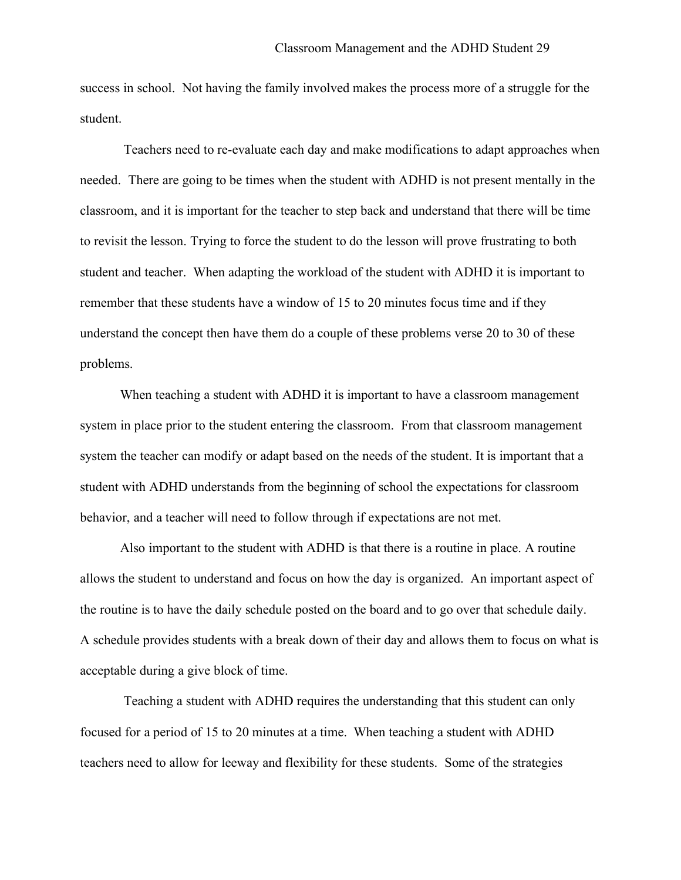success in school. Not having the family involved makes the process more of a struggle for the student.

Teachers need to re-evaluate each day and make modifications to adapt approaches when needed. There are going to be times when the student with ADHD is not present mentally in the classroom, and it is important for the teacher to step back and understand that there will be time to revisit the lesson. Trying to force the student to do the lesson will prove frustrating to both student and teacher. When adapting the workload of the student with ADHD it is important to remember that these students have a window of 15 to 20 minutes focus time and if they understand the concept then have them do a couple of these problems verse 20 to 30 of these problems.

When teaching a student with ADHD it is important to have a classroom management system in place prior to the student entering the classroom. From that classroom management system the teacher can modify or adapt based on the needs of the student. It is important that a student with ADHD understands from the beginning of school the expectations for classroom behavior, and a teacher will need to follow through if expectations are not met.

Also important to the student with ADHD is that there is a routine in place. A routine allows the student to understand and focus on how the day is organized. An important aspect of the routine is to have the daily schedule posted on the board and to go over that schedule daily. A schedule provides students with a break down of their day and allows them to focus on what is acceptable during a give block of time.

Teaching a student with ADHD requires the understanding that this student can only focused for a period of 15 to 20 minutes at a time. When teaching a student with ADHD teachers need to allow for leeway and flexibility for these students. Some of the strategies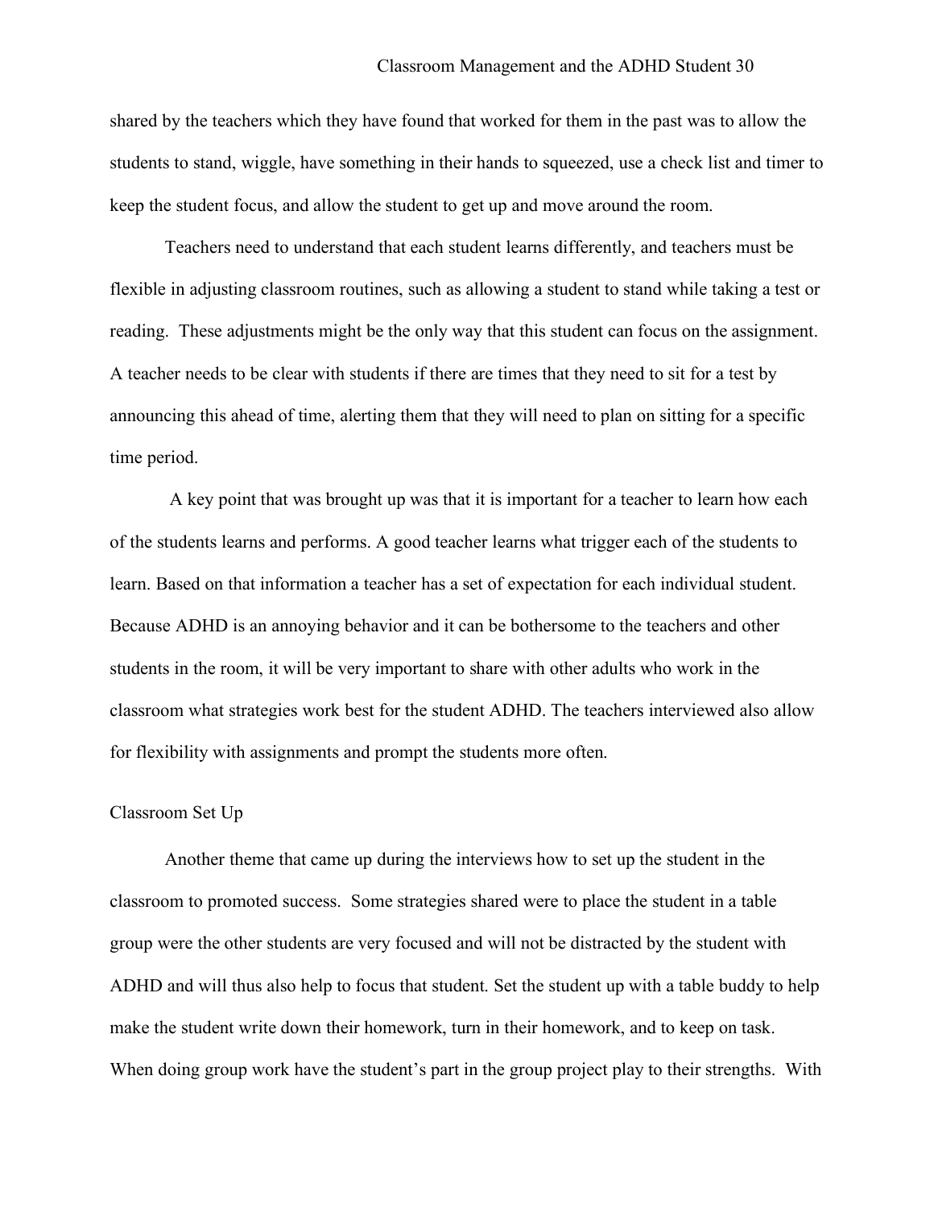shared by the teachers which they have found that worked for them in the past was to allow the students to stand, wiggle, have something in their hands to squeezed, use a check list and timer to keep the student focus, and allow the student to get up and move around the room.

Teachers need to understand that each student learns differently, and teachers must be flexible in adjusting classroom routines, such as allowing a student to stand while taking a test or reading. These adjustments might be the only way that this student can focus on the assignment. A teacher needs to be clear with students if there are times that they need to sit for a test by announcing this ahead of time, alerting them that they will need to plan on sitting for a specific time period.

A key point that was brought up was that it is important for a teacher to learn how each of the students learns and performs. A good teacher learns what trigger each of the students to learn. Based on that information a teacher has a set of expectation for each individual student. Because ADHD is an annoying behavior and it can be bothersome to the teachers and other students in the room, it will be very important to share with other adults who work in the classroom what strategies work best for the student ADHD. The teachers interviewed also allow for flexibility with assignments and prompt the students more often.

## Classroom Set Up

Another theme that came up during the interviews how to set up the student in the classroom to promoted success. Some strategies shared were to place the student in a table group were the other students are very focused and will not be distracted by the student with ADHD and will thus also help to focus that student. Set the student up with a table buddy to help make the student write down their homework, turn in their homework, and to keep on task. When doing group work have the student's part in the group project play to their strengths. With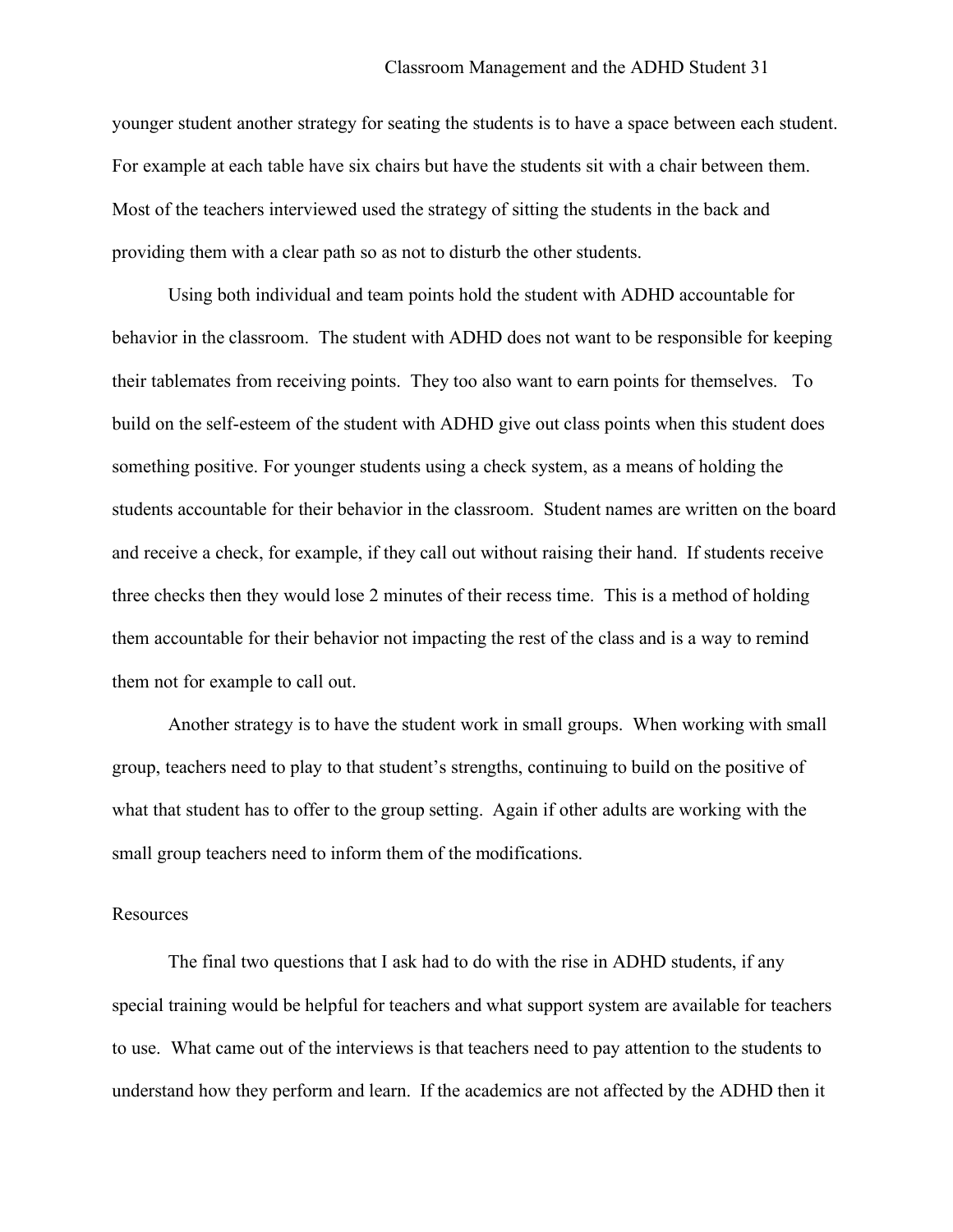younger student another strategy for seating the students is to have a space between each student. For example at each table have six chairs but have the students sit with a chair between them. Most of the teachers interviewed used the strategy of sitting the students in the back and providing them with a clear path so as not to disturb the other students.

Using both individual and team points hold the student with ADHD accountable for behavior in the classroom. The student with ADHD does not want to be responsible for keeping their tablemates from receiving points. They too also want to earn points for themselves. To build on the self-esteem of the student with ADHD give out class points when this student does something positive. For younger students using a check system, as a means of holding the students accountable for their behavior in the classroom. Student names are written on the board and receive a check, for example, if they call out without raising their hand. If students receive three checks then they would lose 2 minutes of their recess time. This is a method of holding them accountable for their behavior not impacting the rest of the class and is a way to remind them not for example to call out.

Another strategy is to have the student work in small groups. When working with small group, teachers need to play to that student's strengths, continuing to build on the positive of what that student has to offer to the group setting. Again if other adults are working with the small group teachers need to inform them of the modifications.

## Resources

The final two questions that I ask had to do with the rise in ADHD students, if any special training would be helpful for teachers and what support system are available for teachers to use. What came out of the interviews is that teachers need to pay attention to the students to understand how they perform and learn. If the academics are not affected by the ADHD then it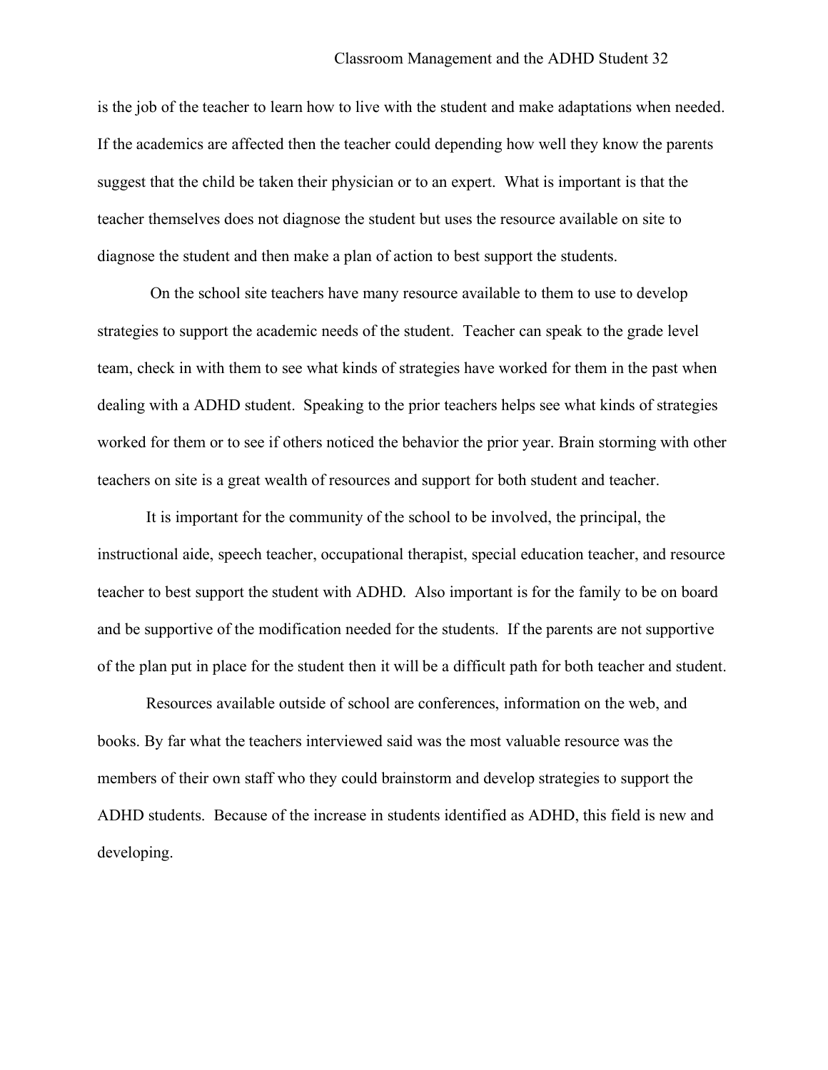is the job of the teacher to learn how to live with the student and make adaptations when needed. If the academics are affected then the teacher could depending how well they know the parents suggest that the child be taken their physician or to an expert. What is important is that the teacher themselves does not diagnose the student but uses the resource available on site to diagnose the student and then make a plan of action to best support the students.

On the school site teachers have many resource available to them to use to develop strategies to support the academic needs of the student. Teacher can speak to the grade level team, check in with them to see what kinds of strategies have worked for them in the past when dealing with a ADHD student. Speaking to the prior teachers helps see what kinds of strategies worked for them or to see if others noticed the behavior the prior year. Brain storming with other teachers on site is a great wealth of resources and support for both student and teacher.

It is important for the community of the school to be involved, the principal, the instructional aide, speech teacher, occupational therapist, special education teacher, and resource teacher to best support the student with ADHD. Also important is for the family to be on board and be supportive of the modification needed for the students. If the parents are not supportive of the plan put in place for the student then it will be a difficult path for both teacher and student.

Resources available outside of school are conferences, information on the web, and books. By far what the teachers interviewed said was the most valuable resource was the members of their own staff who they could brainstorm and develop strategies to support the ADHD students. Because of the increase in students identified as ADHD, this field is new and developing.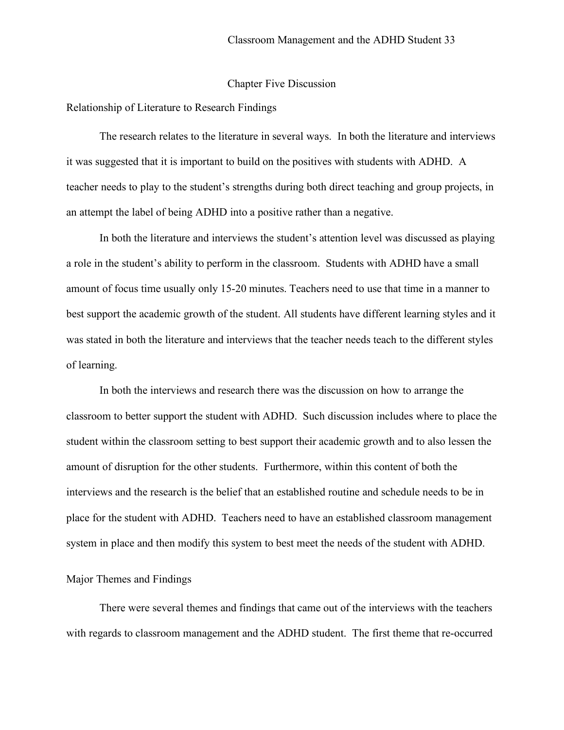# Chapter Five Discussion

## Relationship of Literature to Research Findings

The research relates to the literature in several ways. In both the literature and interviews it was suggested that it is important to build on the positives with students with ADHD. A teacher needs to play to the student's strengths during both direct teaching and group projects, in an attempt the label of being ADHD into a positive rather than a negative.

In both the literature and interviews the student's attention level was discussed as playing a role in the student's ability to perform in the classroom. Students with ADHD have a small amount of focus time usually only 15-20 minutes. Teachers need to use that time in a manner to best support the academic growth of the student. All students have different learning styles and it was stated in both the literature and interviews that the teacher needs teach to the different styles of learning.

In both the interviews and research there was the discussion on how to arrange the classroom to better support the student with ADHD. Such discussion includes where to place the student within the classroom setting to best support their academic growth and to also lessen the amount of disruption for the other students. Furthermore, within this content of both the interviews and the research is the belief that an established routine and schedule needs to be in place for the student with ADHD. Teachers need to have an established classroom management system in place and then modify this system to best meet the needs of the student with ADHD.

## Major Themes and Findings

There were several themes and findings that came out of the interviews with the teachers with regards to classroom management and the ADHD student. The first theme that re-occurred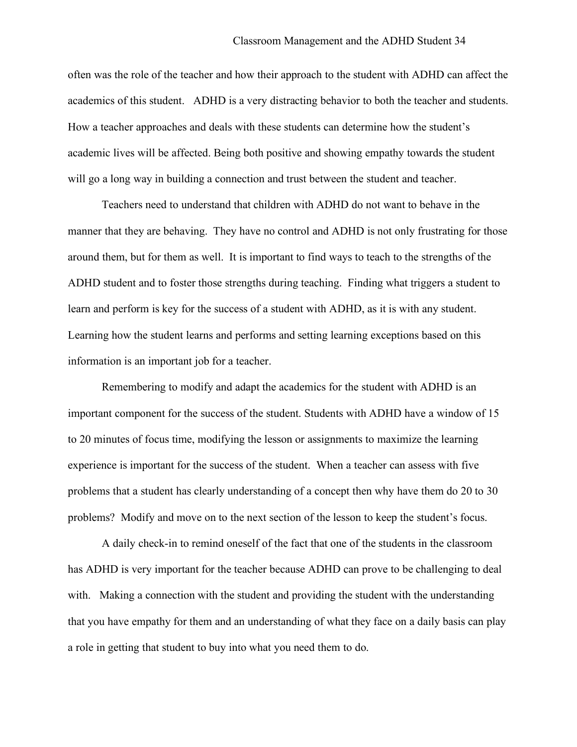often was the role of the teacher and how their approach to the student with ADHD can affect the academics of this student. ADHD is a very distracting behavior to both the teacher and students. How a teacher approaches and deals with these students can determine how the student's academic lives will be affected. Being both positive and showing empathy towards the student will go a long way in building a connection and trust between the student and teacher.

Teachers need to understand that children with ADHD do not want to behave in the manner that they are behaving. They have no control and ADHD is not only frustrating for those around them, but for them as well. It is important to find ways to teach to the strengths of the ADHD student and to foster those strengths during teaching. Finding what triggers a student to learn and perform is key for the success of a student with ADHD, as it is with any student. Learning how the student learns and performs and setting learning exceptions based on this information is an important job for a teacher.

Remembering to modify and adapt the academics for the student with ADHD is an important component for the success of the student. Students with ADHD have a window of 15 to 20 minutes of focus time, modifying the lesson or assignments to maximize the learning experience is important for the success of the student. When a teacher can assess with five problems that a student has clearly understanding of a concept then why have them do 20 to 30 problems? Modify and move on to the next section of the lesson to keep the student's focus.

A daily check-in to remind oneself of the fact that one of the students in the classroom has ADHD is very important for the teacher because ADHD can prove to be challenging to deal with. Making a connection with the student and providing the student with the understanding that you have empathy for them and an understanding of what they face on a daily basis can play a role in getting that student to buy into what you need them to do.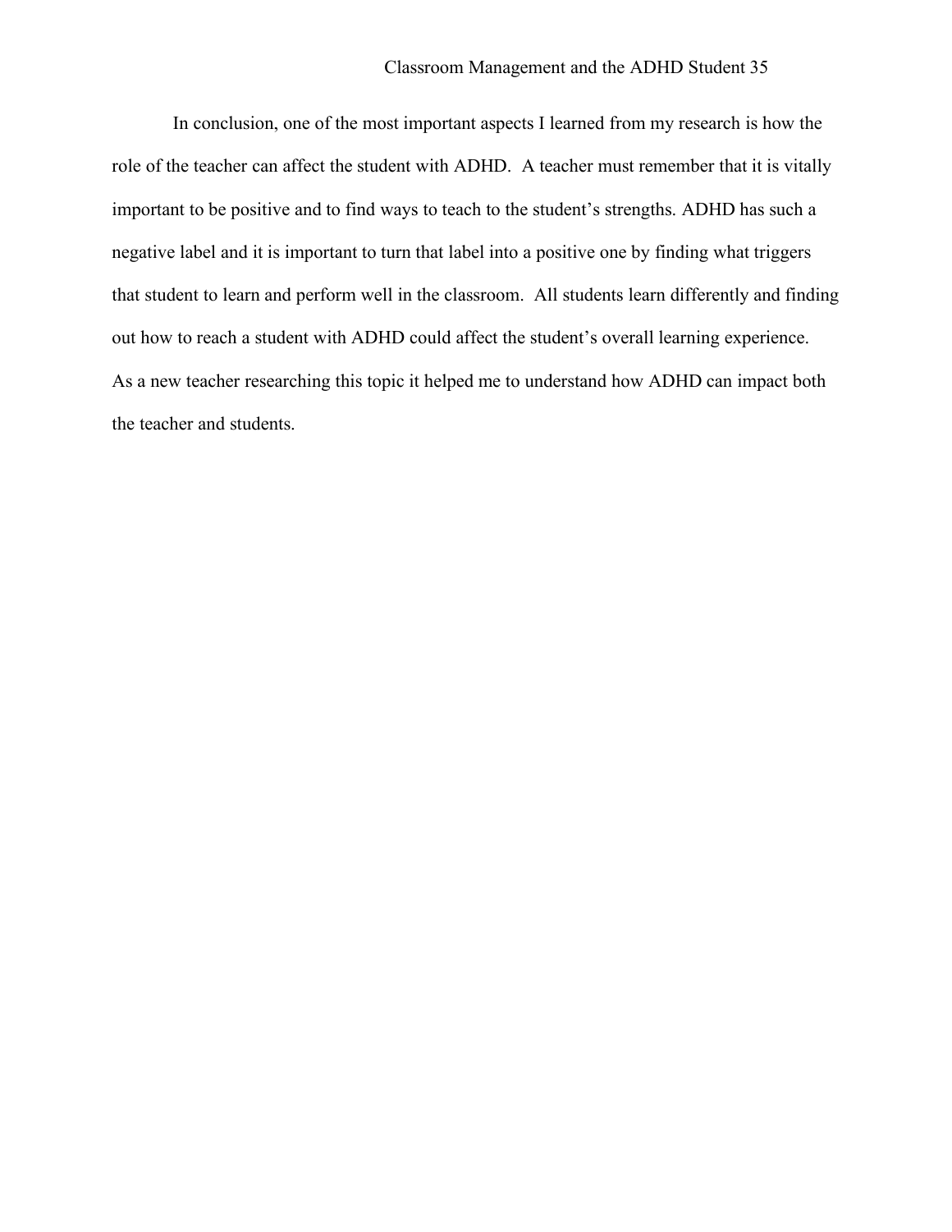In conclusion, one of the most important aspects I learned from my research is how the role of the teacher can affect the student with ADHD. A teacher must remember that it is vitally important to be positive and to find ways to teach to the student's strengths. ADHD has such a negative label and it is important to turn that label into a positive one by finding what triggers that student to learn and perform well in the classroom. All students learn differently and finding out how to reach a student with ADHD could affect the student's overall learning experience. As a new teacher researching this topic it helped me to understand how ADHD can impact both the teacher and students.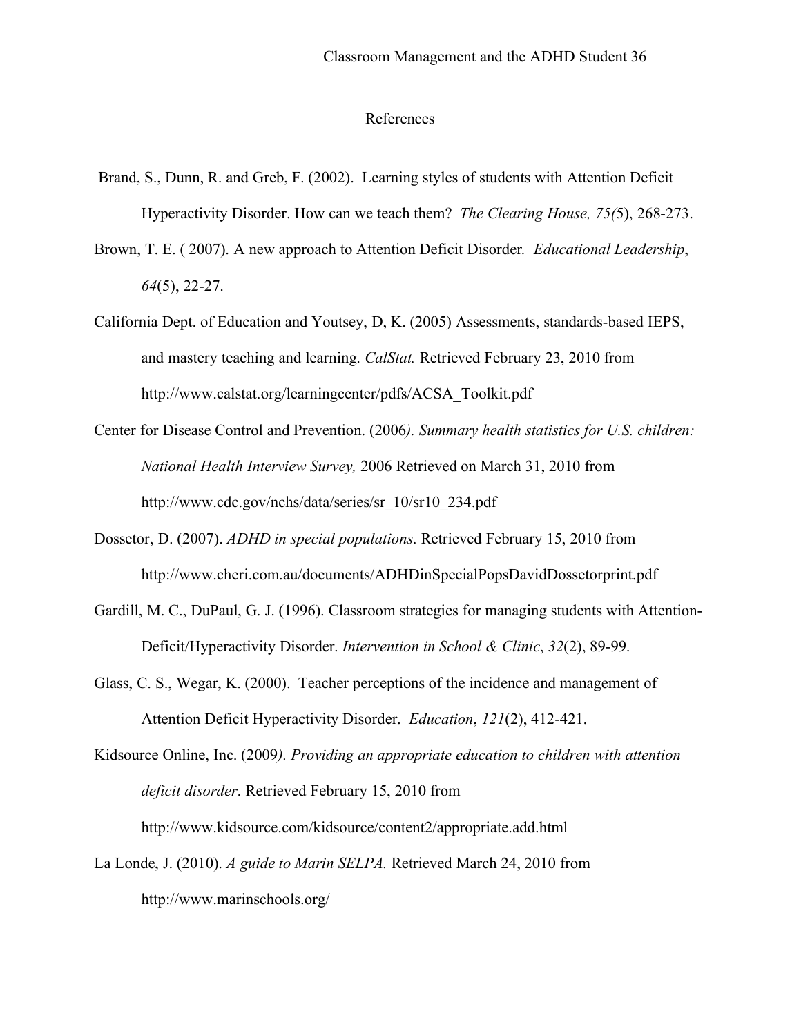# References

Brand, S., Dunn, R. and Greb, F. (2002). Learning styles of students with Attention Deficit Hyperactivity Disorder. How can we teach them? *The Clearing House, 75(*5), 268-273.

Brown, T. E. ( 2007). A new approach to Attention Deficit Disorder. *Educational Leadership*, *64*(5), 22-27.

California Dept. of Education and Youtsey, D, K. (2005) Assessments, standards-based IEPS, and mastery teaching and learning. *CalStat.* Retrieved February 23, 2010 from http://www.calstat.org/learningcenter/pdfs/ACSA_Toolkit.pdf

Center for Disease Control and Prevention. (2006*). Summary health statistics for U.S. children: National Health Interview Survey,* 2006 Retrieved on March 31, 2010 from http://www.cdc.gov/nchs/data/series/sr_10/sr10_234.pdf

Dossetor, D. (2007). *ADHD in special populations*. Retrieved February 15, 2010 from http://www.cheri.com.au/documents/ADHDinSpecialPopsDavidDossetorprint.pdf

Gardill, M. C., DuPaul, G. J. (1996). Classroom strategies for managing students with Attention-Deficit/Hyperactivity Disorder. *Intervention in School & Clinic*, *32*(2), 89-99.

Glass, C. S., Wegar, K. (2000). Teacher perceptions of the incidence and management of Attention Deficit Hyperactivity Disorder. *Education*, *121*(2), 412-421.

Kidsource Online, Inc. (2009*). Providing an appropriate education to children with attention deficit disorder*. Retrieved February 15, 2010 from http://www.kidsource.com/kidsource/content2/appropriate.add.html

La Londe, J. (2010). *A guide to Marin SELPA.* Retrieved March 24, 2010 from http://www.marinschools.org/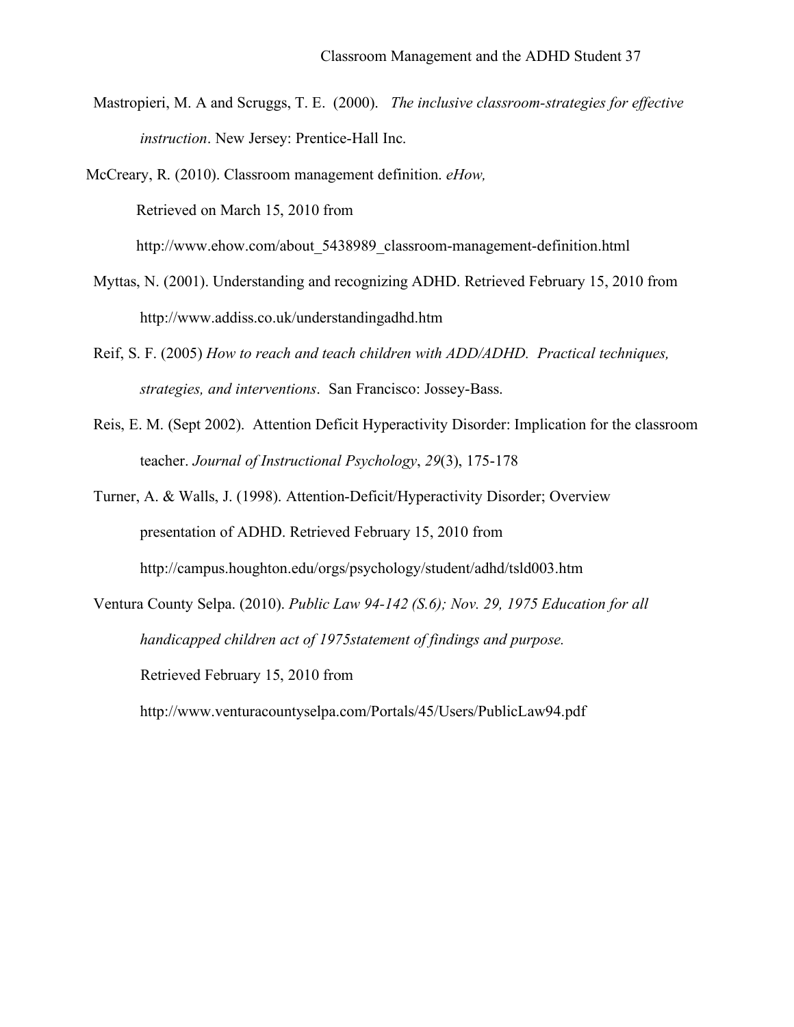Mastropieri, M. A and Scruggs, T. E. (2000). *The inclusive classroom-strategies for effective instruction*. New Jersey: Prentice-Hall Inc.

McCreary, R. (2010). Classroom management definition. *eHow,* Retrieved on March 15, 2010 from http://www.ehow.com/about_5438989_classroom-management-definition.html

Myttas, N. (2001). Understanding and recognizing ADHD. Retrieved February 15, 2010 from http://www.addiss.co.uk/understandingadhd.htm

Reif, S. F. (2005) *How to reach and teach children with ADD/ADHD. Practical techniques, strategies, and interventions*. San Francisco: Jossey-Bass.

Reis, E. M. (Sept 2002). Attention Deficit Hyperactivity Disorder: Implication for the classroom teacher. *Journal of Instructional Psychology*, *29*(3), 175-178

Turner, A. & Walls, J. (1998). Attention-Deficit/Hyperactivity Disorder; Overview presentation of ADHD. Retrieved February 15, 2010 from http://campus.houghton.edu/orgs/psychology/student/adhd/tsld003.htm

Ventura County Selpa. (2010). *Public Law 94-142 (S.6); Nov. 29, 1975 Education for all handicapped children act of 1975statement of findings and purpose.* Retrieved February 15, 2010 from http://www.venturacountyselpa.com/Portals/45/Users/PublicLaw94.pdf